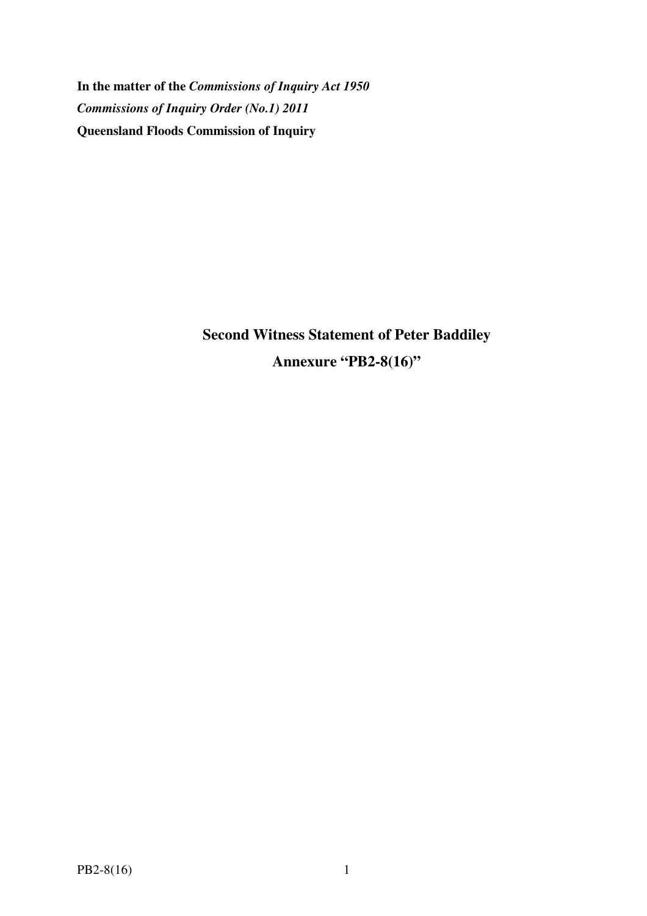**In the matter of the *Commissions of Inquiry Act 1950***

***Commissions of Inquiry Order (No.1) 2011***

**Queensland Floods Commission of Inquiry**

## Second Witness Statement of Peter Baddiley

## Annexure "PB2-8(16)"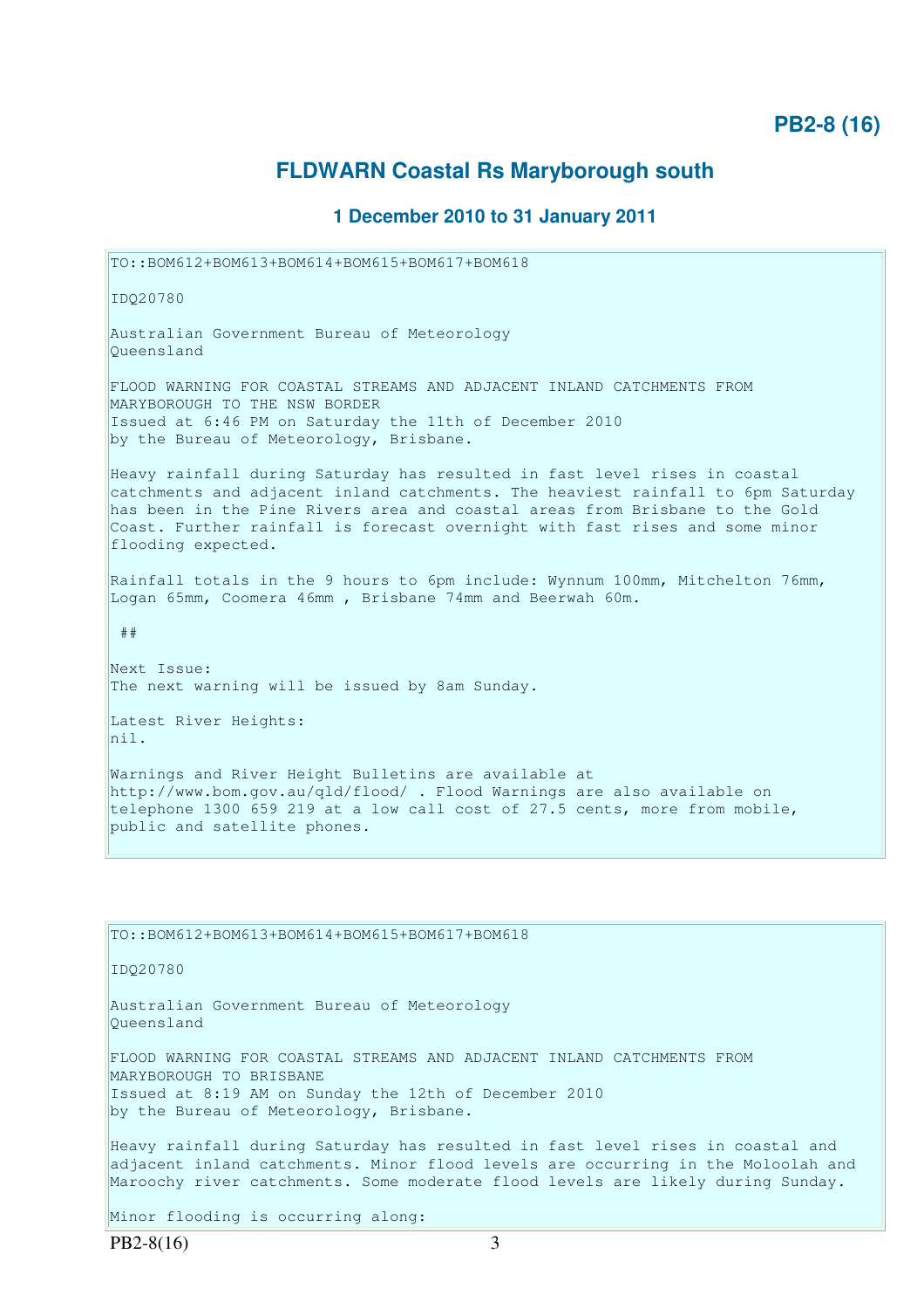**PB2-8 (16)**

## FLDWARN Coastal Rs Maryborough south

### 1 December 2010 to 31 January 2011

```
TO::BOM612+BOM613+BOM614+BOM615+BOM617+BOM618

IDQ20780

Australian Government Bureau of Meteorology
Queensland

FLOOD WARNING FOR COASTAL STREAMS AND ADJACENT INLAND CATCHMENTS FROM
MARYBOROUGH TO THE NSW BORDER
Issued at 6:46 PM on Saturday the 11th of December 2010
by the Bureau of Meteorology, Brisbane.

Heavy rainfall during Saturday has resulted in fast level rises in coastal
catchments and adjacent inland catchments. The heaviest rainfall to 6pm Saturday
has been in the Pine Rivers area and coastal areas from Brisbane to the Gold
Coast. Further rainfall is forecast overnight with fast rises and some minor
flooding expected.

Rainfall totals in the 9 hours to 6pm include: Wynnum 100mm, Mitchelton 76mm,
Logan 65mm, Coomera 46mm , Brisbane 74mm and Beerwah 60m.

 ##

Next Issue:
The next warning will be issued by 8am Sunday.

Latest River Heights:
nil.

Warnings and River Height Bulletins are available at
http://www.bom.gov.au/qld/flood/ . Flood Warnings are also available on
telephone 1300 659 219 at a low call cost of 27.5 cents, more from mobile,
public and satellite phones.
```

```
TO::BOM612+BOM613+BOM614+BOM615+BOM617+BOM618

IDQ20780

Australian Government Bureau of Meteorology
Queensland

FLOOD WARNING FOR COASTAL STREAMS AND ADJACENT INLAND CATCHMENTS FROM
MARYBOROUGH TO BRISBANE
Issued at 8:19 AM on Sunday the 12th of December 2010
by the Bureau of Meteorology, Brisbane.

Heavy rainfall during Saturday has resulted in fast level rises in coastal and
adjacent inland catchments. Minor flood levels are occurring in the Moloolah and
Maroochy river catchments. Some moderate flood levels are likely during Sunday.

Minor flooding is occurring along:
```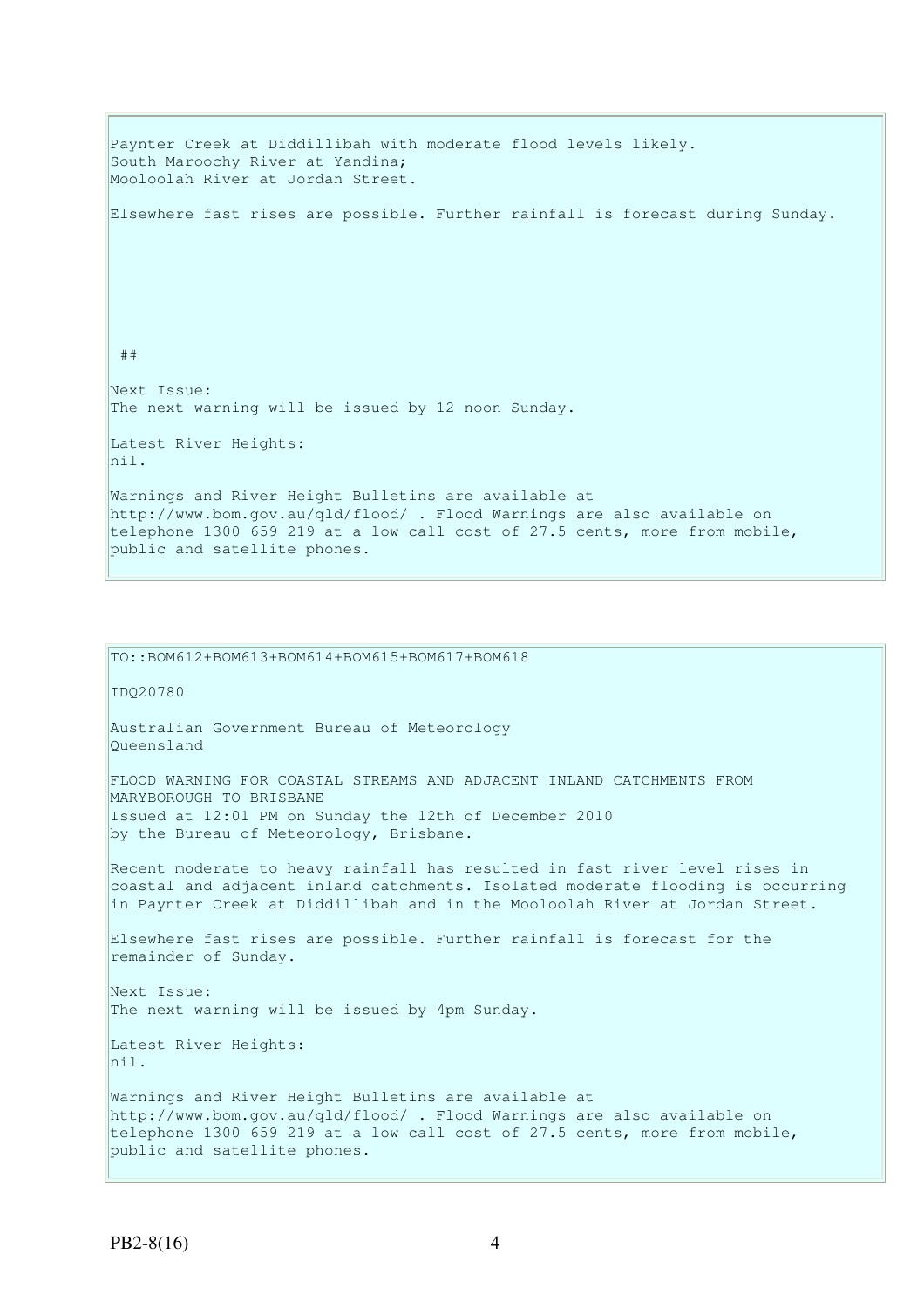Paynter Creek at Diddillibah with moderate flood levels likely.
South Maroochy River at Yandina;
Mooloolah River at Jordan Street.

Elsewhere fast rises are possible. Further rainfall is forecast during Sunday.

##

Next Issue:
The next warning will be issued by 12 noon Sunday.

Latest River Heights:
nil.

Warnings and River Height Bulletins are available at http://www.bom.gov.au/qld/flood/ . Flood Warnings are also available on telephone 1300 659 219 at a low call cost of 27.5 cents, more from mobile, public and satellite phones.

---

TO::BOM612+BOM613+BOM614+BOM615+BOM617+BOM618

IDQ20780

Australian Government Bureau of Meteorology
Queensland

FLOOD WARNING FOR COASTAL STREAMS AND ADJACENT INLAND CATCHMENTS FROM MARYBOROUGH TO BRISBANE
Issued at 12:01 PM on Sunday the 12th of December 2010
by the Bureau of Meteorology, Brisbane.

Recent moderate to heavy rainfall has resulted in fast river level rises in coastal and adjacent inland catchments. Isolated moderate flooding is occurring in Paynter Creek at Diddillibah and in the Mooloolah River at Jordan Street.

Elsewhere fast rises are possible. Further rainfall is forecast for the remainder of Sunday.

Next Issue:
The next warning will be issued by 4pm Sunday.

Latest River Heights:
nil.

Warnings and River Height Bulletins are available at http://www.bom.gov.au/qld/flood/ . Flood Warnings are also available on telephone 1300 659 219 at a low call cost of 27.5 cents, more from mobile, public and satellite phones.

PB2-8(16)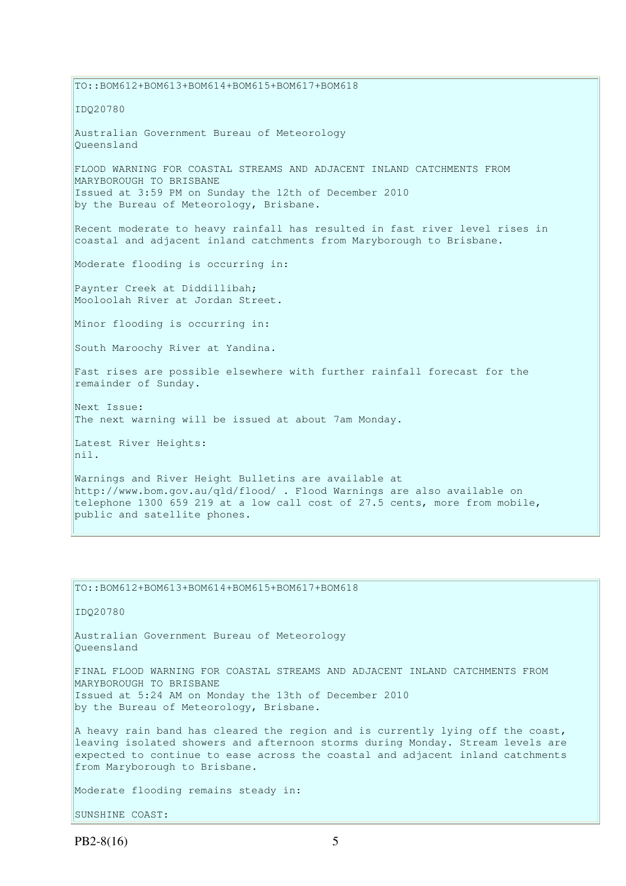TO::BOM612+BOM613+BOM614+BOM615+BOM617+BOM618

IDQ20780

Australian Government Bureau of Meteorology
Queensland

FLOOD WARNING FOR COASTAL STREAMS AND ADJACENT INLAND CATCHMENTS FROM MARYBOROUGH TO BRISBANE
Issued at 3:59 PM on Sunday the 12th of December 2010
by the Bureau of Meteorology, Brisbane.

Recent moderate to heavy rainfall has resulted in fast river level rises in coastal and adjacent inland catchments from Maryborough to Brisbane.

Moderate flooding is occurring in:

Paynter Creek at Diddillibah;
Mooloolah River at Jordan Street.

Minor flooding is occurring in:

South Maroochy River at Yandina.

Fast rises are possible elsewhere with further rainfall forecast for the remainder of Sunday.

Next Issue:
The next warning will be issued at about 7am Monday.

Latest River Heights:
nil.

Warnings and River Height Bulletins are available at http://www.bom.gov.au/qld/flood/ . Flood Warnings are also available on telephone 1300 659 219 at a low call cost of 27.5 cents, more from mobile, public and satellite phones.

---

TO::BOM612+BOM613+BOM614+BOM615+BOM617+BOM618

IDQ20780

Australian Government Bureau of Meteorology
Queensland

FINAL FLOOD WARNING FOR COASTAL STREAMS AND ADJACENT INLAND CATCHMENTS FROM MARYBOROUGH TO BRISBANE
Issued at 5:24 AM on Monday the 13th of December 2010
by the Bureau of Meteorology, Brisbane.

A heavy rain band has cleared the region and is currently lying off the coast, leaving isolated showers and afternoon storms during Monday. Stream levels are expected to continue to ease across the coastal and adjacent inland catchments from Maryborough to Brisbane.

Moderate flooding remains steady in:

SUNSHINE COAST: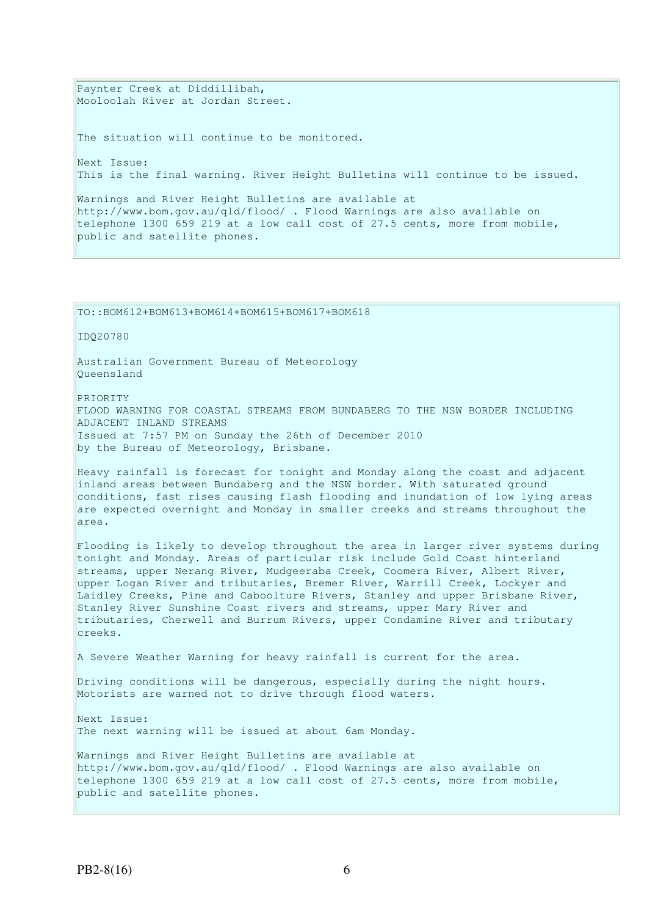Paynter Creek at Diddillibah,
Mooloolah River at Jordan Street.

The situation will continue to be monitored.

Next Issue:
This is the final warning. River Height Bulletins will continue to be issued.

Warnings and River Height Bulletins are available at http://www.bom.gov.au/qld/flood/ . Flood Warnings are also available on telephone 1300 659 219 at a low call cost of 27.5 cents, more from mobile, public and satellite phones.

TO::BOM612+BOM613+BOM614+BOM615+BOM617+BOM618

IDQ20780

Australian Government Bureau of Meteorology
Queensland

PRIORITY
FLOOD WARNING FOR COASTAL STREAMS FROM BUNDABERG TO THE NSW BORDER INCLUDING ADJACENT INLAND STREAMS
Issued at 7:57 PM on Sunday the 26th of December 2010
by the Bureau of Meteorology, Brisbane.

Heavy rainfall is forecast for tonight and Monday along the coast and adjacent inland areas between Bundaberg and the NSW border. With saturated ground conditions, fast rises causing flash flooding and inundation of low lying areas are expected overnight and Monday in smaller creeks and streams throughout the area.

Flooding is likely to develop throughout the area in larger river systems during tonight and Monday. Areas of particular risk include Gold Coast hinterland streams, upper Nerang River, Mudgeeraba Creek, Coomera River, Albert River, upper Logan River and tributaries, Bremer River, Warrill Creek, Lockyer and Laidley Creeks, Pine and Caboolture Rivers, Stanley and upper Brisbane River, Stanley River Sunshine Coast rivers and streams, upper Mary River and tributaries, Cherwell and Burrum Rivers, upper Condamine River and tributary creeks.

A Severe Weather Warning for heavy rainfall is current for the area.

Driving conditions will be dangerous, especially during the night hours. Motorists are warned not to drive through flood waters.

Next Issue:
The next warning will be issued at about 6am Monday.

Warnings and River Height Bulletins are available at http://www.bom.gov.au/qld/flood/ . Flood Warnings are also available on telephone 1300 659 219 at a low call cost of 27.5 cents, more from mobile, public and satellite phones.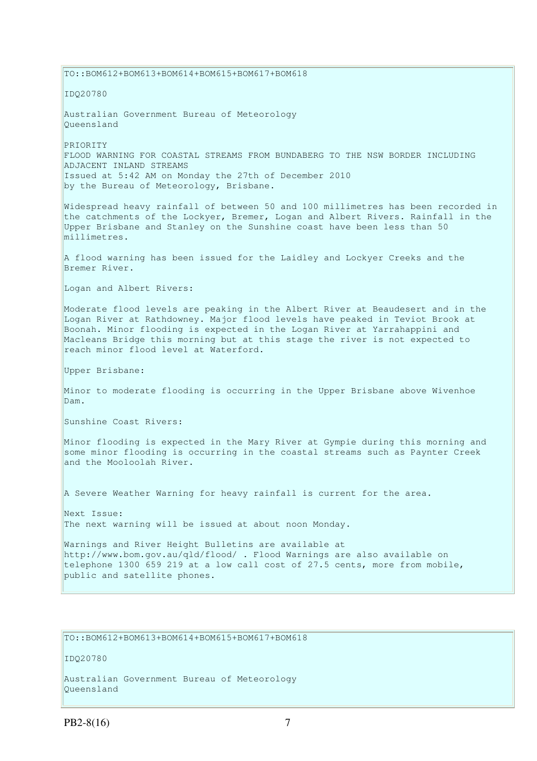TO::BOM612+BOM613+BOM614+BOM615+BOM617+BOM618

IDQ20780

Australian Government Bureau of Meteorology
Queensland

PRIORITY
FLOOD WARNING FOR COASTAL STREAMS FROM BUNDABERG TO THE NSW BORDER INCLUDING ADJACENT INLAND STREAMS
Issued at 5:42 AM on Monday the 27th of December 2010
by the Bureau of Meteorology, Brisbane.

Widespread heavy rainfall of between 50 and 100 millimetres has been recorded in the catchments of the Lockyer, Bremer, Logan and Albert Rivers. Rainfall in the Upper Brisbane and Stanley on the Sunshine coast have been less than 50 millimetres.

A flood warning has been issued for the Laidley and Lockyer Creeks and the Bremer River.

Logan and Albert Rivers:

Moderate flood levels are peaking in the Albert River at Beaudesert and in the Logan River at Rathdowney. Major flood levels have peaked in Teviot Brook at Boonah. Minor flooding is expected in the Logan River at Yarrahappini and Macleans Bridge this morning but at this stage the river is not expected to reach minor flood level at Waterford.

Upper Brisbane:

Minor to moderate flooding is occurring in the Upper Brisbane above Wivenhoe Dam.

Sunshine Coast Rivers:

Minor flooding is expected in the Mary River at Gympie during this morning and some minor flooding is occurring in the coastal streams such as Paynter Creek and the Mooloolah River.

A Severe Weather Warning for heavy rainfall is current for the area.

Next Issue:
The next warning will be issued at about noon Monday.

Warnings and River Height Bulletins are available at http://www.bom.gov.au/qld/flood/ . Flood Warnings are also available on telephone 1300 659 219 at a low call cost of 27.5 cents, more from mobile, public and satellite phones.

TO::BOM612+BOM613+BOM614+BOM615+BOM617+BOM618

IDQ20780

Australian Government Bureau of Meteorology
Queensland

PB2-8(16)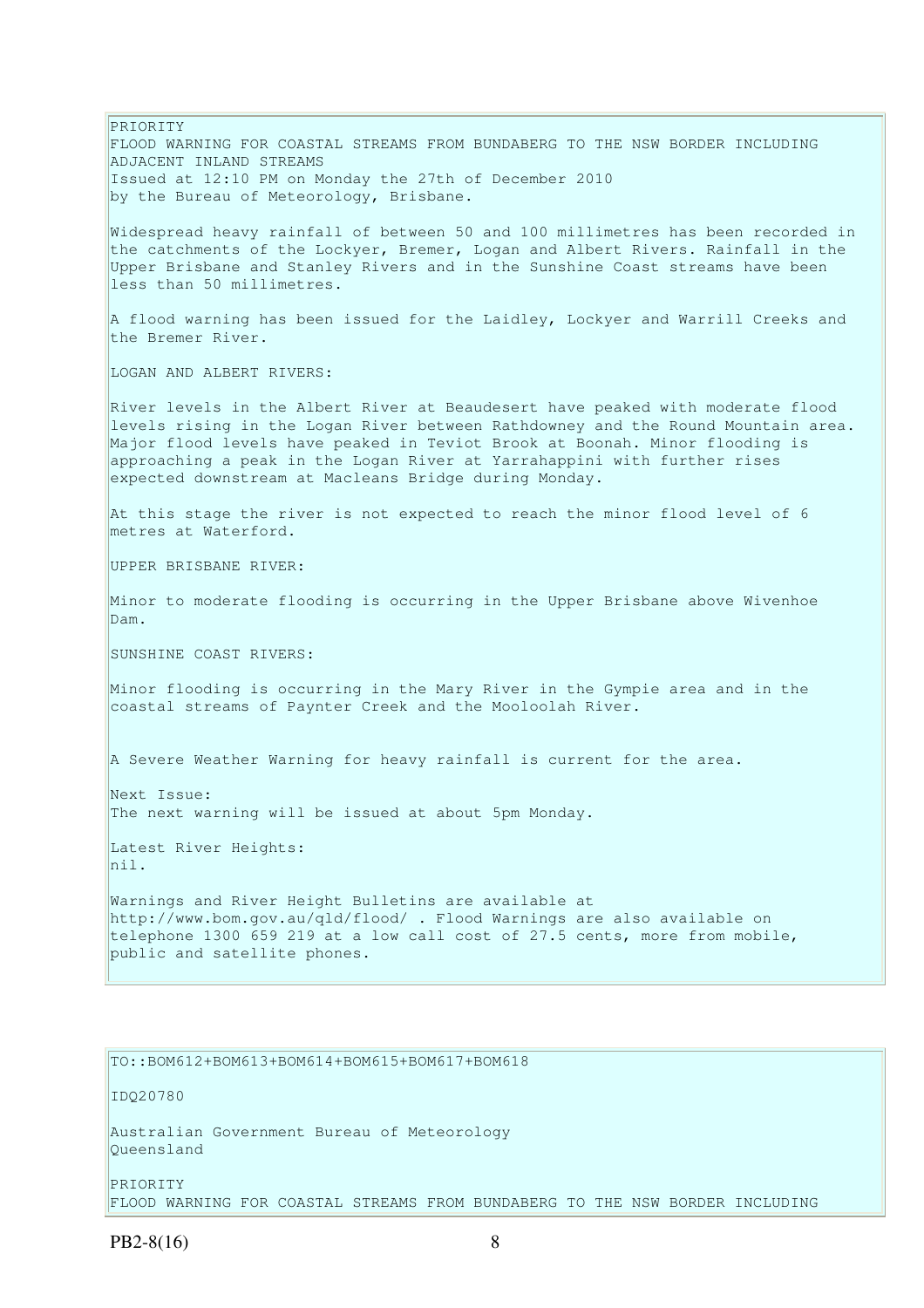PRIORITY
FLOOD WARNING FOR COASTAL STREAMS FROM BUNDABERG TO THE NSW BORDER INCLUDING ADJACENT INLAND STREAMS
Issued at 12:10 PM on Monday the 27th of December 2010
by the Bureau of Meteorology, Brisbane.

Widespread heavy rainfall of between 50 and 100 millimetres has been recorded in the catchments of the Lockyer, Bremer, Logan and Albert Rivers. Rainfall in the Upper Brisbane and Stanley Rivers and in the Sunshine Coast streams have been less than 50 millimetres.

A flood warning has been issued for the Laidley, Lockyer and Warrill Creeks and the Bremer River.

LOGAN AND ALBERT RIVERS:

River levels in the Albert River at Beaudesert have peaked with moderate flood levels rising in the Logan River between Rathdowney and the Round Mountain area. Major flood levels have peaked in Teviot Brook at Boonah. Minor flooding is approaching a peak in the Logan River at Yarrahappini with further rises expected downstream at Macleans Bridge during Monday.

At this stage the river is not expected to reach the minor flood level of 6 metres at Waterford.

UPPER BRISBANE RIVER:

Minor to moderate flooding is occurring in the Upper Brisbane above Wivenhoe Dam.

SUNSHINE COAST RIVERS:

Minor flooding is occurring in the Mary River in the Gympie area and in the coastal streams of Paynter Creek and the Mooloolah River.

A Severe Weather Warning for heavy rainfall is current for the area.

Next Issue:
The next warning will be issued at about 5pm Monday.

Latest River Heights:
nil.

Warnings and River Height Bulletins are available at http://www.bom.gov.au/qld/flood/ . Flood Warnings are also available on telephone 1300 659 219 at a low call cost of 27.5 cents, more from mobile, public and satellite phones.

TO::BOM612+BOM613+BOM614+BOM615+BOM617+BOM618

IDQ20780

Australian Government Bureau of Meteorology
Queensland

PRIORITY
FLOOD WARNING FOR COASTAL STREAMS FROM BUNDABERG TO THE NSW BORDER INCLUDING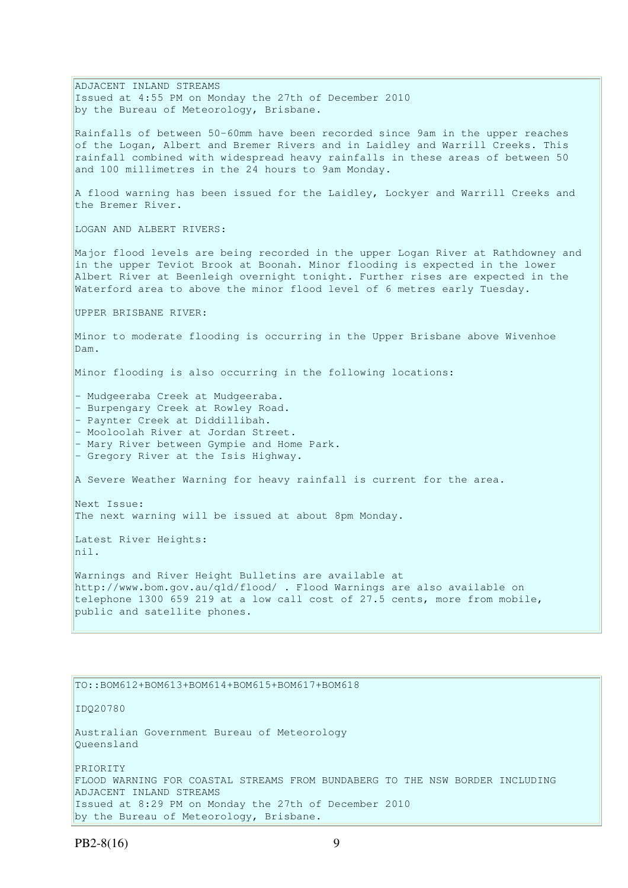ADJACENT INLAND STREAMS
Issued at 4:55 PM on Monday the 27th of December 2010
by the Bureau of Meteorology, Brisbane.

Rainfalls of between 50-60mm have been recorded since 9am in the upper reaches of the Logan, Albert and Bremer Rivers and in Laidley and Warrill Creeks. This rainfall combined with widespread heavy rainfalls in these areas of between 50 and 100 millimetres in the 24 hours to 9am Monday.

A flood warning has been issued for the Laidley, Lockyer and Warrill Creeks and the Bremer River.

LOGAN AND ALBERT RIVERS:

Major flood levels are being recorded in the upper Logan River at Rathdowney and in the upper Teviot Brook at Boonah. Minor flooding is expected in the lower Albert River at Beenleigh overnight tonight. Further rises are expected in the Waterford area to above the minor flood level of 6 metres early Tuesday.

UPPER BRISBANE RIVER:

Minor to moderate flooding is occurring in the Upper Brisbane above Wivenhoe Dam.

Minor flooding is also occurring in the following locations:

- Mudgeeraba Creek at Mudgeeraba.
- Burpengary Creek at Rowley Road.
- Paynter Creek at Diddillibah.
- Mooloolah River at Jordan Street.
- Mary River between Gympie and Home Park.
- Gregory River at the Isis Highway.

A Severe Weather Warning for heavy rainfall is current for the area.

Next Issue:
The next warning will be issued at about 8pm Monday.

Latest River Heights:
nil.

Warnings and River Height Bulletins are available at http://www.bom.gov.au/qld/flood/ . Flood Warnings are also available on telephone 1300 659 219 at a low call cost of 27.5 cents, more from mobile, public and satellite phones.

TO::BOM612+BOM613+BOM614+BOM615+BOM617+BOM618

IDQ20780

Australian Government Bureau of Meteorology
Queensland

PRIORITY
FLOOD WARNING FOR COASTAL STREAMS FROM BUNDABERG TO THE NSW BORDER INCLUDING ADJACENT INLAND STREAMS
Issued at 8:29 PM on Monday the 27th of December 2010
by the Bureau of Meteorology, Brisbane.

PB2-8(16)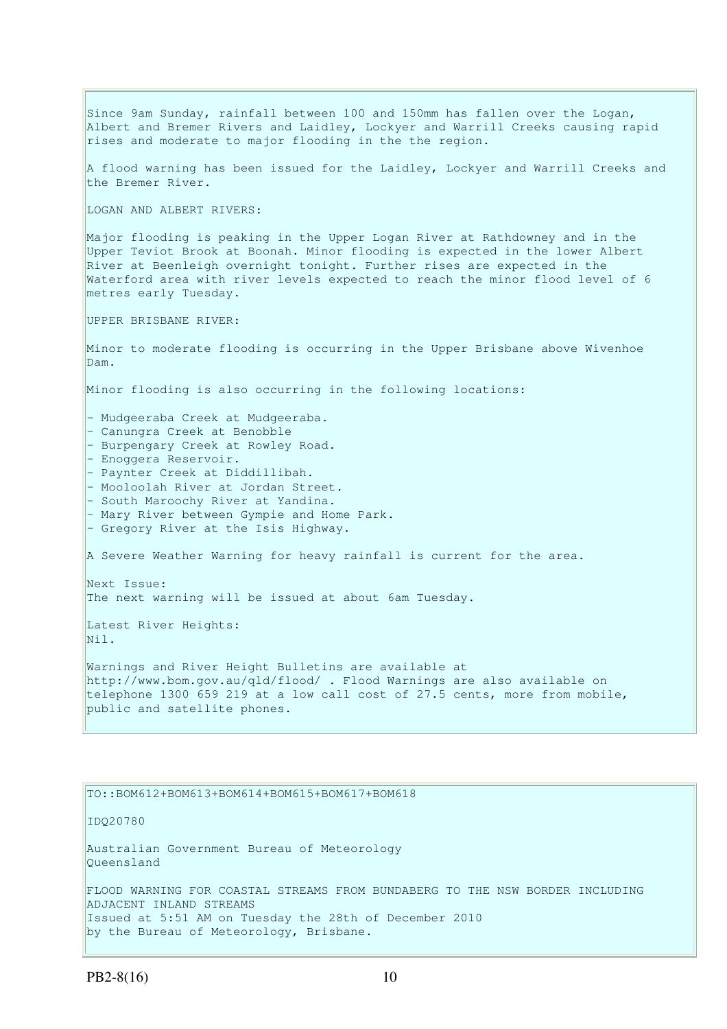Since 9am Sunday, rainfall between 100 and 150mm has fallen over the Logan, Albert and Bremer Rivers and Laidley, Lockyer and Warrill Creeks causing rapid rises and moderate to major flooding in the the region.

A flood warning has been issued for the Laidley, Lockyer and Warrill Creeks and the Bremer River.

LOGAN AND ALBERT RIVERS:

Major flooding is peaking in the Upper Logan River at Rathdowney and in the Upper Teviot Brook at Boonah. Minor flooding is expected in the lower Albert River at Beenleigh overnight tonight. Further rises are expected in the Waterford area with river levels expected to reach the minor flood level of 6 metres early Tuesday.

UPPER BRISBANE RIVER:

Minor to moderate flooding is occurring in the Upper Brisbane above Wivenhoe Dam.

Minor flooding is also occurring in the following locations:

- Mudgeeraba Creek at Mudgeeraba.
- Canungra Creek at Benobble
- Burpengary Creek at Rowley Road.
- Enoggera Reservoir.
- Paynter Creek at Diddillibah.
- Mooloolah River at Jordan Street.
- South Maroochy River at Yandina.
- Mary River between Gympie and Home Park.
- Gregory River at the Isis Highway.

A Severe Weather Warning for heavy rainfall is current for the area.

Next Issue:
The next warning will be issued at about 6am Tuesday.

Latest River Heights:
Nil.

Warnings and River Height Bulletins are available at http://www.bom.gov.au/qld/flood/ . Flood Warnings are also available on telephone 1300 659 219 at a low call cost of 27.5 cents, more from mobile, public and satellite phones.

---

TO::BOM612+BOM613+BOM614+BOM615+BOM617+BOM618

IDQ20780

Australian Government Bureau of Meteorology
Queensland

FLOOD WARNING FOR COASTAL STREAMS FROM BUNDABERG TO THE NSW BORDER INCLUDING ADJACENT INLAND STREAMS
Issued at 5:51 AM on Tuesday the 28th of December 2010
by the Bureau of Meteorology, Brisbane.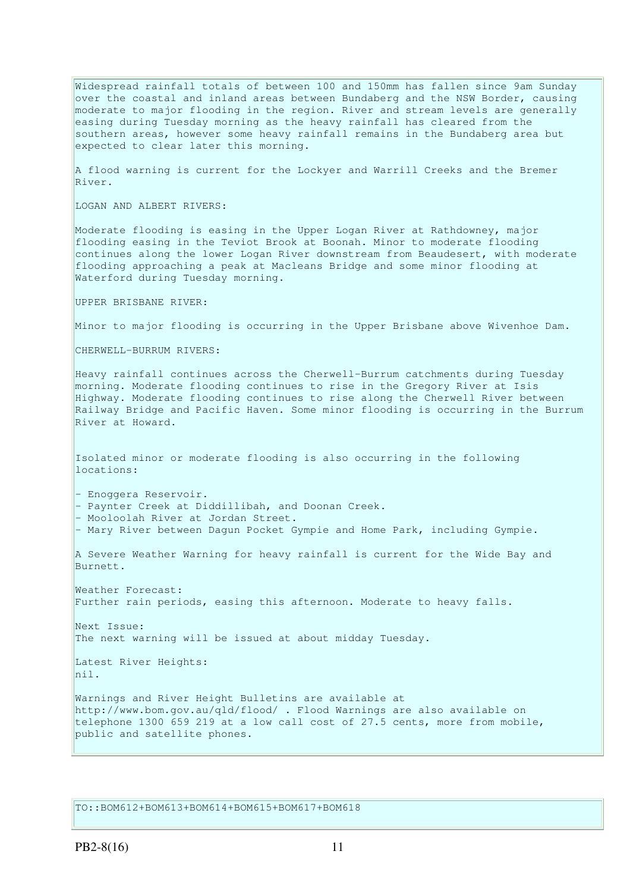Widespread rainfall totals of between 100 and 150mm has fallen since 9am Sunday over the coastal and inland areas between Bundaberg and the NSW Border, causing moderate to major flooding in the region. River and stream levels are generally easing during Tuesday morning as the heavy rainfall has cleared from the southern areas, however some heavy rainfall remains in the Bundaberg area but expected to clear later this morning.

A flood warning is current for the Lockyer and Warrill Creeks and the Bremer River.

LOGAN AND ALBERT RIVERS:

Moderate flooding is easing in the Upper Logan River at Rathdowney, major flooding easing in the Teviot Brook at Boonah. Minor to moderate flooding continues along the lower Logan River downstream from Beaudesert, with moderate flooding approaching a peak at Macleans Bridge and some minor flooding at Waterford during Tuesday morning.

UPPER BRISBANE RIVER:

Minor to major flooding is occurring in the Upper Brisbane above Wivenhoe Dam.

CHERWELL-BURRUM RIVERS:

Heavy rainfall continues across the Cherwell-Burrum catchments during Tuesday morning. Moderate flooding continues to rise in the Gregory River at Isis Highway. Moderate flooding continues to rise along the Cherwell River between Railway Bridge and Pacific Haven. Some minor flooding is occurring in the Burrum River at Howard.

Isolated minor or moderate flooding is also occurring in the following locations:

- Enoggera Reservoir.
- Paynter Creek at Diddillibah, and Doonan Creek.
- Mooloolah River at Jordan Street.
- Mary River between Dagun Pocket Gympie and Home Park, including Gympie.

A Severe Weather Warning for heavy rainfall is current for the Wide Bay and Burnett.

Weather Forecast:
Further rain periods, easing this afternoon. Moderate to heavy falls.

Next Issue:
The next warning will be issued at about midday Tuesday.

Latest River Heights:
nil.

Warnings and River Height Bulletins are available at http://www.bom.gov.au/qld/flood/ . Flood Warnings are also available on telephone 1300 659 219 at a low call cost of 27.5 cents, more from mobile, public and satellite phones.

TO::BOM612+BOM613+BOM614+BOM615+BOM617+BOM618

PB2-8(16)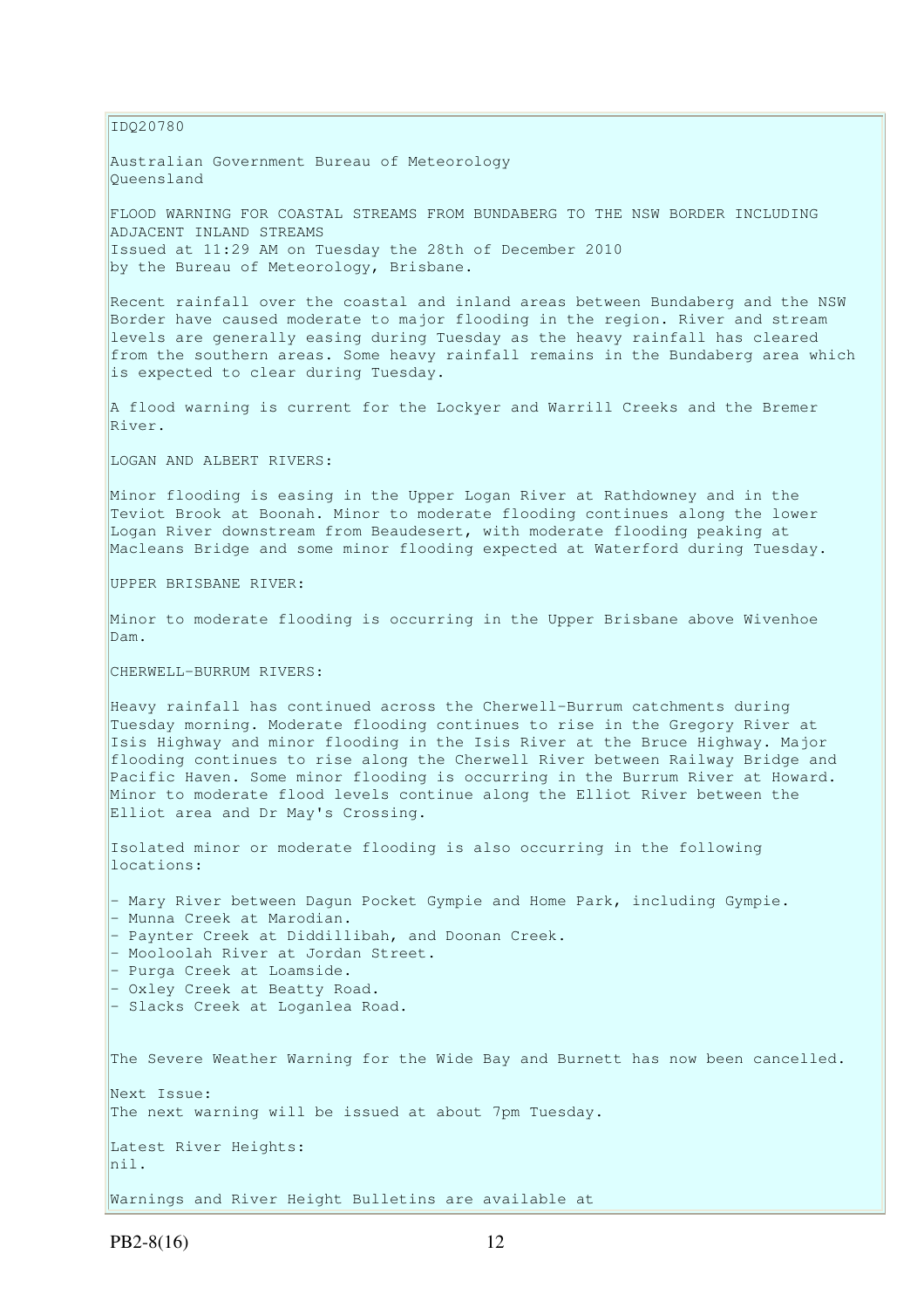IDQ20780

Australian Government Bureau of Meteorology
Queensland

FLOOD WARNING FOR COASTAL STREAMS FROM BUNDABERG TO THE NSW BORDER INCLUDING ADJACENT INLAND STREAMS
Issued at 11:29 AM on Tuesday the 28th of December 2010
by the Bureau of Meteorology, Brisbane.

Recent rainfall over the coastal and inland areas between Bundaberg and the NSW Border have caused moderate to major flooding in the region. River and stream levels are generally easing during Tuesday as the heavy rainfall has cleared from the southern areas. Some heavy rainfall remains in the Bundaberg area which is expected to clear during Tuesday.

A flood warning is current for the Lockyer and Warrill Creeks and the Bremer River.

LOGAN AND ALBERT RIVERS:

Minor flooding is easing in the Upper Logan River at Rathdowney and in the Teviot Brook at Boonah. Minor to moderate flooding continues along the lower Logan River downstream from Beaudesert, with moderate flooding peaking at Macleans Bridge and some minor flooding expected at Waterford during Tuesday.

UPPER BRISBANE RIVER:

Minor to moderate flooding is occurring in the Upper Brisbane above Wivenhoe Dam.

CHERWELL-BURRUM RIVERS:

Heavy rainfall has continued across the Cherwell-Burrum catchments during Tuesday morning. Moderate flooding continues to rise in the Gregory River at Isis Highway and minor flooding in the Isis River at the Bruce Highway. Major flooding continues to rise along the Cherwell River between Railway Bridge and Pacific Haven. Some minor flooding is occurring in the Burrum River at Howard. Minor to moderate flood levels continue along the Elliot River between the Elliot area and Dr May's Crossing.

Isolated minor or moderate flooding is also occurring in the following locations:

- Mary River between Dagun Pocket Gympie and Home Park, including Gympie.
- Munna Creek at Marodian.
- Paynter Creek at Diddillibah, and Doonan Creek.
- Mooloolah River at Jordan Street.
- Purga Creek at Loamside.
- Oxley Creek at Beatty Road.
- Slacks Creek at Loganlea Road.

The Severe Weather Warning for the Wide Bay and Burnett has now been cancelled.

Next Issue:
The next warning will be issued at about 7pm Tuesday.

Latest River Heights:
nil.

Warnings and River Height Bulletins are available at

PB2-8(16)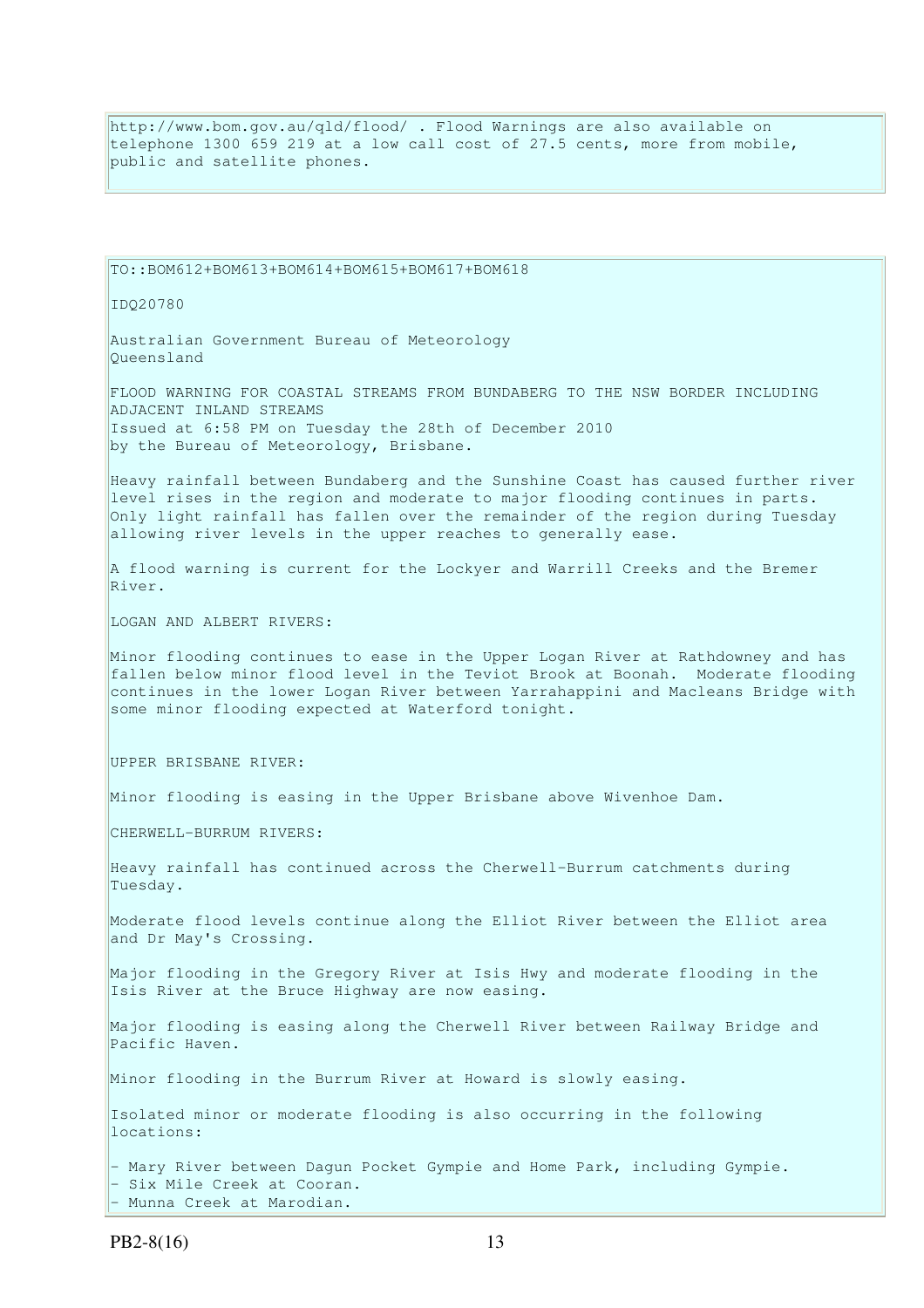http://www.bom.gov.au/qld/flood/ . Flood Warnings are also available on telephone 1300 659 219 at a low call cost of 27.5 cents, more from mobile, public and satellite phones.

TO::BOM612+BOM613+BOM614+BOM615+BOM617+BOM618

IDQ20780

Australian Government Bureau of Meteorology
Queensland

FLOOD WARNING FOR COASTAL STREAMS FROM BUNDABERG TO THE NSW BORDER INCLUDING ADJACENT INLAND STREAMS
Issued at 6:58 PM on Tuesday the 28th of December 2010
by the Bureau of Meteorology, Brisbane.

Heavy rainfall between Bundaberg and the Sunshine Coast has caused further river level rises in the region and moderate to major flooding continues in parts. Only light rainfall has fallen over the remainder of the region during Tuesday allowing river levels in the upper reaches to generally ease.

A flood warning is current for the Lockyer and Warrill Creeks and the Bremer River.

LOGAN AND ALBERT RIVERS:

Minor flooding continues to ease in the Upper Logan River at Rathdowney and has fallen below minor flood level in the Teviot Brook at Boonah. Moderate flooding continues in the lower Logan River between Yarrahappini and Macleans Bridge with some minor flooding expected at Waterford tonight.

UPPER BRISBANE RIVER:

Minor flooding is easing in the Upper Brisbane above Wivenhoe Dam.

CHERWELL-BURRUM RIVERS:

Heavy rainfall has continued across the Cherwell-Burrum catchments during Tuesday.

Moderate flood levels continue along the Elliot River between the Elliot area and Dr May's Crossing.

Major flooding in the Gregory River at Isis Hwy and moderate flooding in the Isis River at the Bruce Highway are now easing.

Major flooding is easing along the Cherwell River between Railway Bridge and Pacific Haven.

Minor flooding in the Burrum River at Howard is slowly easing.

Isolated minor or moderate flooding is also occurring in the following locations:

- Mary River between Dagun Pocket Gympie and Home Park, including Gympie.
- Six Mile Creek at Cooran.
- Munna Creek at Marodian.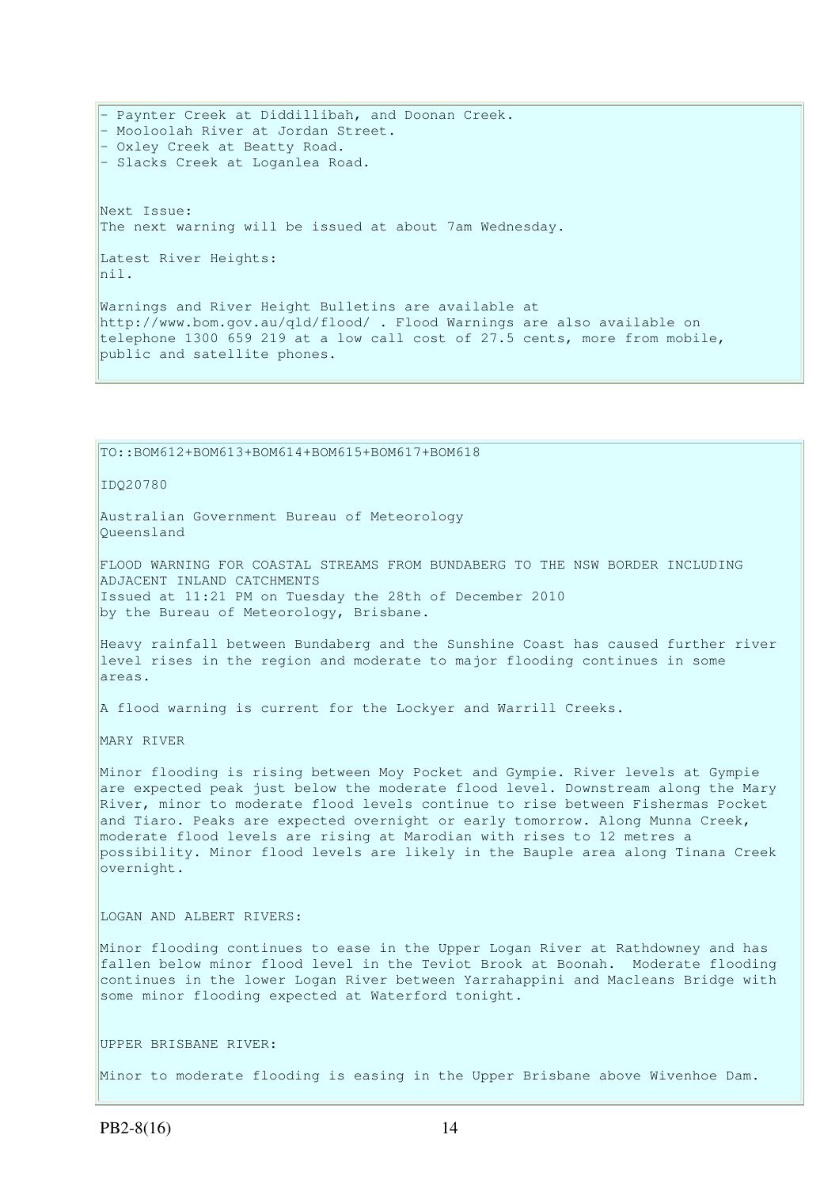- Paynter Creek at Diddillibah, and Doonan Creek.
- Mooloolah River at Jordan Street.
- Oxley Creek at Beatty Road.
- Slacks Creek at Loganlea Road.

Next Issue:
The next warning will be issued at about 7am Wednesday.

Latest River Heights:
nil.

Warnings and River Height Bulletins are available at http://www.bom.gov.au/qld/flood/ . Flood Warnings are also available on telephone 1300 659 219 at a low call cost of 27.5 cents, more from mobile, public and satellite phones.

---

TO::BOM612+BOM613+BOM614+BOM615+BOM617+BOM618

IDQ20780

Australian Government Bureau of Meteorology
Queensland

FLOOD WARNING FOR COASTAL STREAMS FROM BUNDABERG TO THE NSW BORDER INCLUDING ADJACENT INLAND CATCHMENTS
Issued at 11:21 PM on Tuesday the 28th of December 2010
by the Bureau of Meteorology, Brisbane.

Heavy rainfall between Bundaberg and the Sunshine Coast has caused further river level rises in the region and moderate to major flooding continues in some areas.

A flood warning is current for the Lockyer and Warrill Creeks.

MARY RIVER

Minor flooding is rising between Moy Pocket and Gympie. River levels at Gympie are expected peak just below the moderate flood level. Downstream along the Mary River, minor to moderate flood levels continue to rise between Fishermas Pocket and Tiaro. Peaks are expected overnight or early tomorrow. Along Munna Creek, moderate flood levels are rising at Marodian with rises to 12 metres a possibility. Minor flood levels are likely in the Bauple area along Tinana Creek overnight.

LOGAN AND ALBERT RIVERS:

Minor flooding continues to ease in the Upper Logan River at Rathdowney and has fallen below minor flood level in the Teviot Brook at Boonah. Moderate flooding continues in the lower Logan River between Yarrahappini and Macleans Bridge with some minor flooding expected at Waterford tonight.

UPPER BRISBANE RIVER:

Minor to moderate flooding is easing in the Upper Brisbane above Wivenhoe Dam.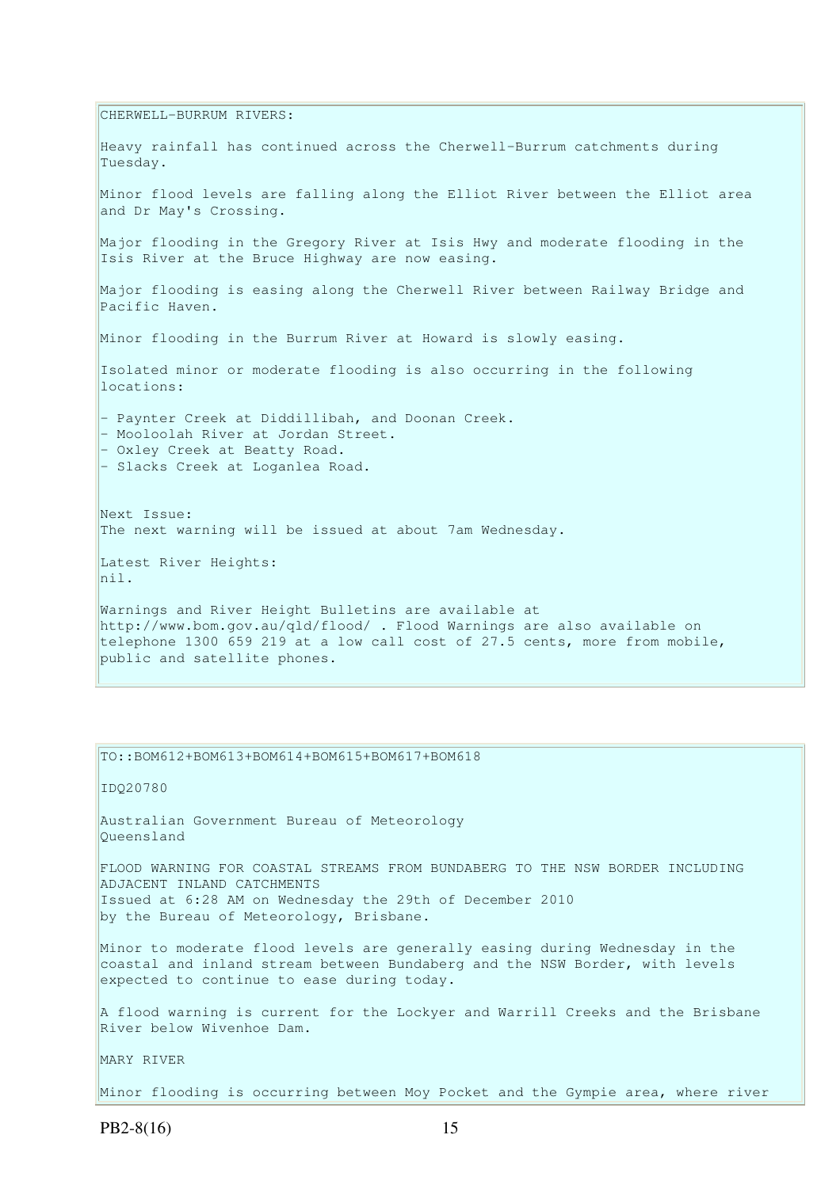CHERWELL-BURRUM RIVERS:

Heavy rainfall has continued across the Cherwell-Burrum catchments during Tuesday.

Minor flood levels are falling along the Elliot River between the Elliot area and Dr May's Crossing.

Major flooding in the Gregory River at Isis Hwy and moderate flooding in the Isis River at the Bruce Highway are now easing.

Major flooding is easing along the Cherwell River between Railway Bridge and Pacific Haven.

Minor flooding in the Burrum River at Howard is slowly easing.

Isolated minor or moderate flooding is also occurring in the following locations:

- Paynter Creek at Diddillibah, and Doonan Creek.
- Mooloolah River at Jordan Street.
- Oxley Creek at Beatty Road.
- Slacks Creek at Loganlea Road.

Next Issue:
The next warning will be issued at about 7am Wednesday.

Latest River Heights:
nil.

Warnings and River Height Bulletins are available at http://www.bom.gov.au/qld/flood/ . Flood Warnings are also available on telephone 1300 659 219 at a low call cost of 27.5 cents, more from mobile, public and satellite phones.

TO::BOM612+BOM613+BOM614+BOM615+BOM617+BOM618

IDQ20780

Australian Government Bureau of Meteorology
Queensland

FLOOD WARNING FOR COASTAL STREAMS FROM BUNDABERG TO THE NSW BORDER INCLUDING ADJACENT INLAND CATCHMENTS
Issued at 6:28 AM on Wednesday the 29th of December 2010
by the Bureau of Meteorology, Brisbane.

Minor to moderate flood levels are generally easing during Wednesday in the coastal and inland stream between Bundaberg and the NSW Border, with levels expected to continue to ease during today.

A flood warning is current for the Lockyer and Warrill Creeks and the Brisbane River below Wivenhoe Dam.

MARY RIVER

Minor flooding is occurring between Moy Pocket and the Gympie area, where river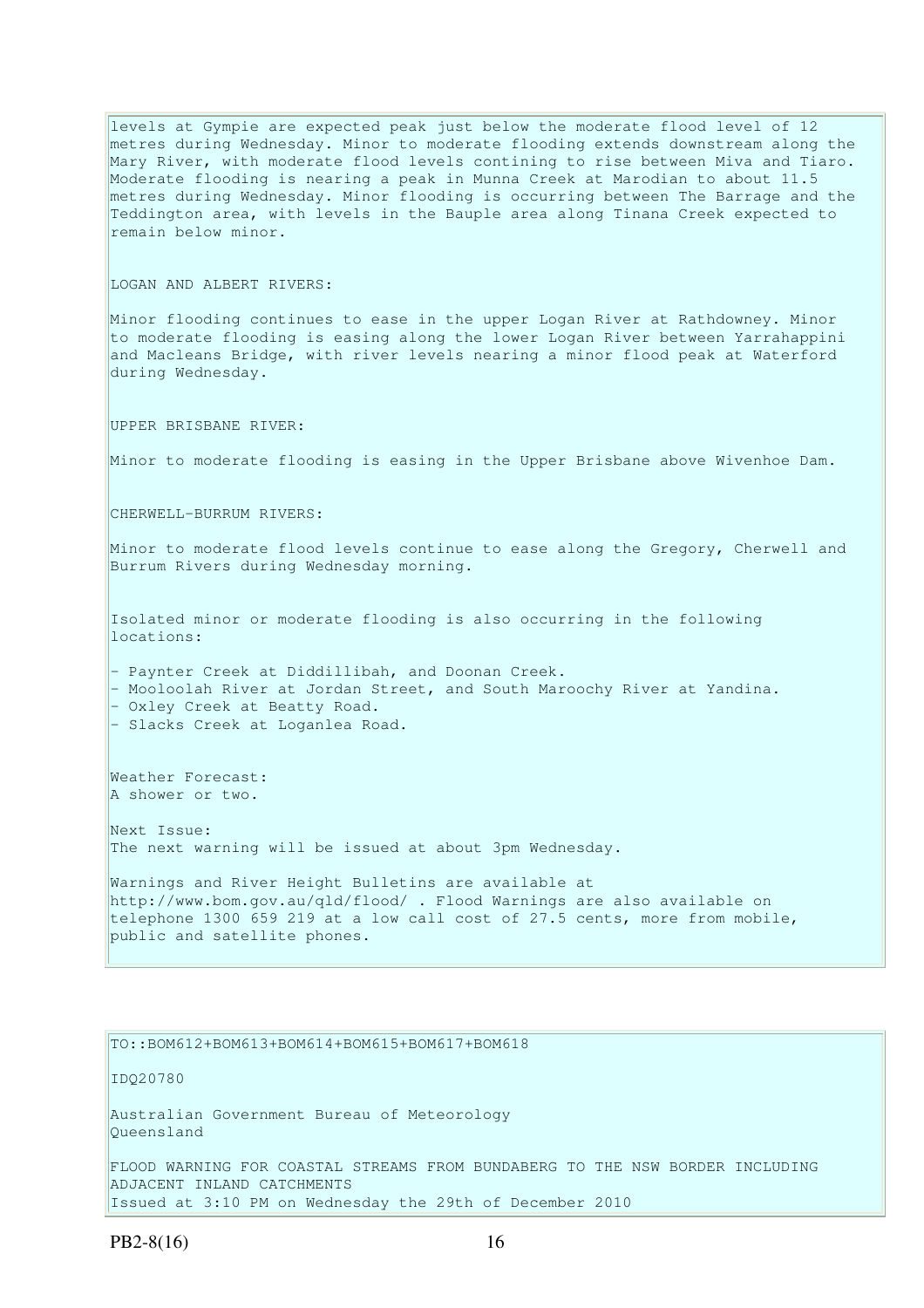levels at Gympie are expected peak just below the moderate flood level of 12 metres during Wednesday. Minor to moderate flooding extends downstream along the Mary River, with moderate flood levels contining to rise between Miva and Tiaro. Moderate flooding is nearing a peak in Munna Creek at Marodian to about 11.5 metres during Wednesday. Minor flooding is occurring between The Barrage and the Teddington area, with levels in the Bauple area along Tinana Creek expected to remain below minor.

LOGAN AND ALBERT RIVERS:

Minor flooding continues to ease in the upper Logan River at Rathdowney. Minor to moderate flooding is easing along the lower Logan River between Yarrahappini and Macleans Bridge, with river levels nearing a minor flood peak at Waterford during Wednesday.

UPPER BRISBANE RIVER:

Minor to moderate flooding is easing in the Upper Brisbane above Wivenhoe Dam.

CHERWELL-BURRUM RIVERS:

Minor to moderate flood levels continue to ease along the Gregory, Cherwell and Burrum Rivers during Wednesday morning.

Isolated minor or moderate flooding is also occurring in the following locations:

- Paynter Creek at Diddillibah, and Doonan Creek.
- Mooloolah River at Jordan Street, and South Maroochy River at Yandina.
- Oxley Creek at Beatty Road.
- Slacks Creek at Loganlea Road.

Weather Forecast:
A shower or two.

Next Issue:
The next warning will be issued at about 3pm Wednesday.

Warnings and River Height Bulletins are available at http://www.bom.gov.au/qld/flood/ . Flood Warnings are also available on telephone 1300 659 219 at a low call cost of 27.5 cents, more from mobile, public and satellite phones.

TO::BOM612+BOM613+BOM614+BOM615+BOM617+BOM618

IDQ20780

Australian Government Bureau of Meteorology
Queensland

FLOOD WARNING FOR COASTAL STREAMS FROM BUNDABERG TO THE NSW BORDER INCLUDING ADJACENT INLAND CATCHMENTS
Issued at 3:10 PM on Wednesday the 29th of December 2010

PB2-8(16)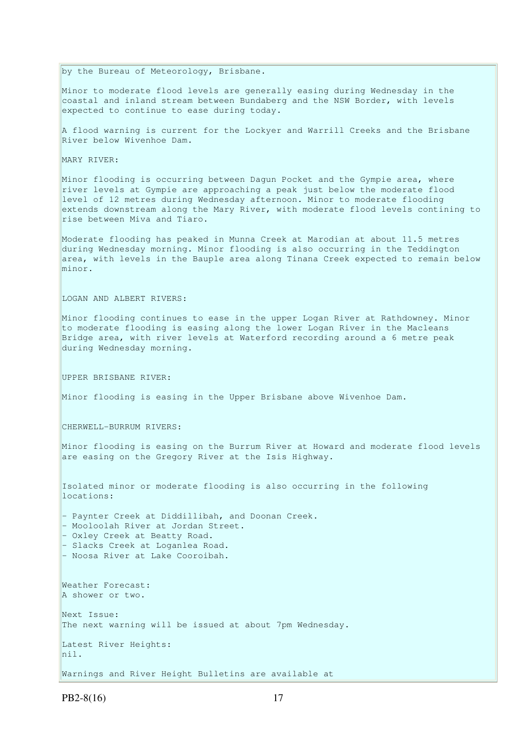by the Bureau of Meteorology, Brisbane.

Minor to moderate flood levels are generally easing during Wednesday in the coastal and inland stream between Bundaberg and the NSW Border, with levels expected to continue to ease during today.

A flood warning is current for the Lockyer and Warrill Creeks and the Brisbane River below Wivenhoe Dam.

MARY RIVER:

Minor flooding is occurring between Dagun Pocket and the Gympie area, where river levels at Gympie are approaching a peak just below the moderate flood level of 12 metres during Wednesday afternoon. Minor to moderate flooding extends downstream along the Mary River, with moderate flood levels contining to rise between Miva and Tiaro.

Moderate flooding has peaked in Munna Creek at Marodian at about 11.5 metres during Wednesday morning. Minor flooding is also occurring in the Teddington area, with levels in the Bauple area along Tinana Creek expected to remain below minor.

LOGAN AND ALBERT RIVERS:

Minor flooding continues to ease in the upper Logan River at Rathdowney. Minor to moderate flooding is easing along the lower Logan River in the Macleans Bridge area, with river levels at Waterford recording around a 6 metre peak during Wednesday morning.

UPPER BRISBANE RIVER:

Minor flooding is easing in the Upper Brisbane above Wivenhoe Dam.

CHERWELL-BURRUM RIVERS:

Minor flooding is easing on the Burrum River at Howard and moderate flood levels are easing on the Gregory River at the Isis Highway.

Isolated minor or moderate flooding is also occurring in the following locations:

- Paynter Creek at Diddillibah, and Doonan Creek.
- Mooloolah River at Jordan Street.
- Oxley Creek at Beatty Road.
- Slacks Creek at Loganlea Road.
- Noosa River at Lake Cooroibah.

Weather Forecast:
A shower or two.

Next Issue:
The next warning will be issued at about 7pm Wednesday.

Latest River Heights:
nil.

Warnings and River Height Bulletins are available at

PB2-8(16)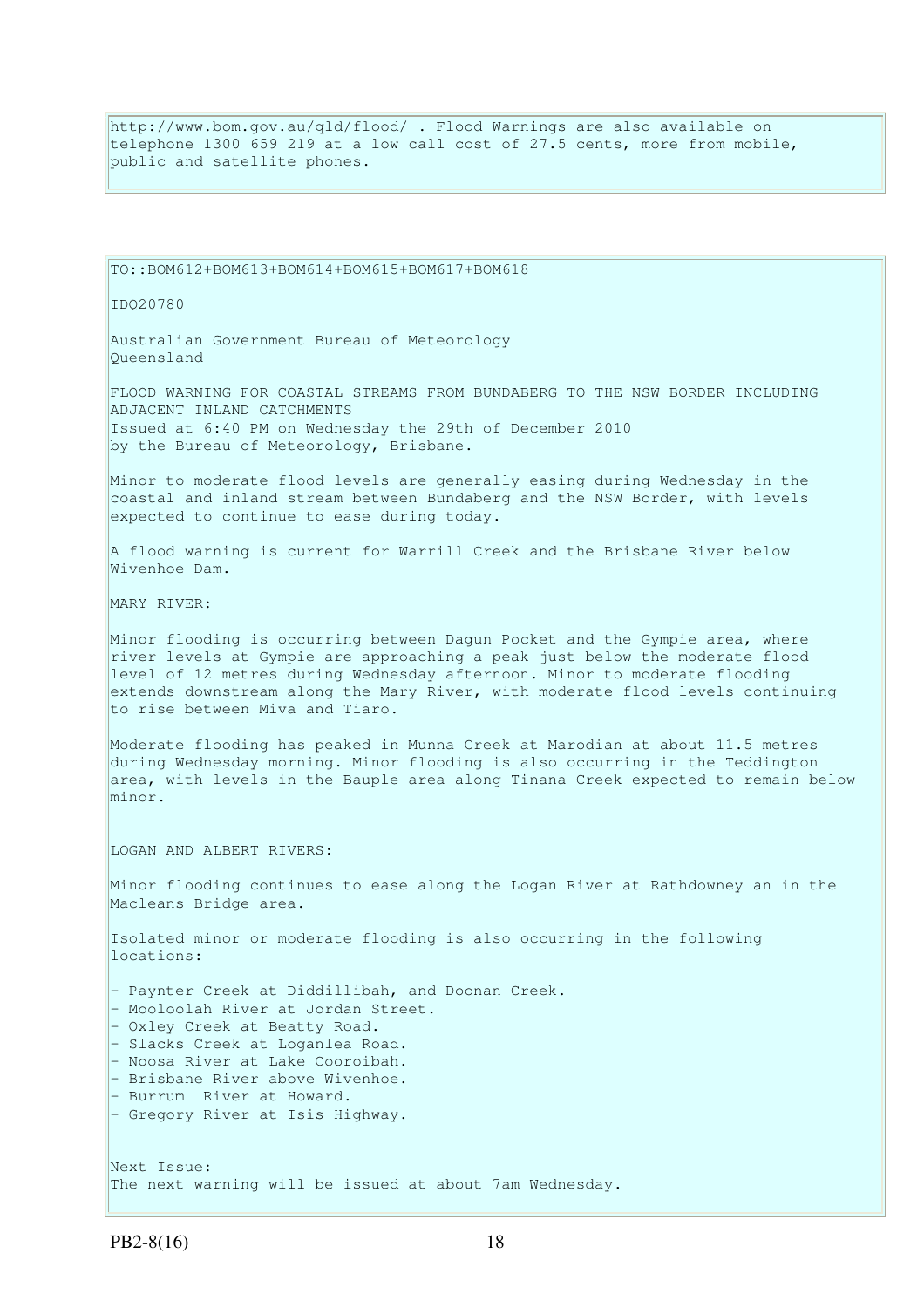http://www.bom.gov.au/qld/flood/ . Flood Warnings are also available on telephone 1300 659 219 at a low call cost of 27.5 cents, more from mobile, public and satellite phones.

TO::BOM612+BOM613+BOM614+BOM615+BOM617+BOM618

IDQ20780

Australian Government Bureau of Meteorology
Queensland

FLOOD WARNING FOR COASTAL STREAMS FROM BUNDABERG TO THE NSW BORDER INCLUDING ADJACENT INLAND CATCHMENTS
Issued at 6:40 PM on Wednesday the 29th of December 2010
by the Bureau of Meteorology, Brisbane.

Minor to moderate flood levels are generally easing during Wednesday in the coastal and inland stream between Bundaberg and the NSW Border, with levels expected to continue to ease during today.

A flood warning is current for Warrill Creek and the Brisbane River below Wivenhoe Dam.

MARY RIVER:

Minor flooding is occurring between Dagun Pocket and the Gympie area, where river levels at Gympie are approaching a peak just below the moderate flood level of 12 metres during Wednesday afternoon. Minor to moderate flooding extends downstream along the Mary River, with moderate flood levels continuing to rise between Miva and Tiaro.

Moderate flooding has peaked in Munna Creek at Marodian at about 11.5 metres during Wednesday morning. Minor flooding is also occurring in the Teddington area, with levels in the Bauple area along Tinana Creek expected to remain below minor.

LOGAN AND ALBERT RIVERS:

Minor flooding continues to ease along the Logan River at Rathdowney an in the Macleans Bridge area.

Isolated minor or moderate flooding is also occurring in the following locations:

- Paynter Creek at Diddillibah, and Doonan Creek.
- Mooloolah River at Jordan Street.
- Oxley Creek at Beatty Road.
- Slacks Creek at Loganlea Road.
- Noosa River at Lake Cooroibah.
- Brisbane River above Wivenhoe.
- Burrum River at Howard.
- Gregory River at Isis Highway.

Next Issue:
The next warning will be issued at about 7am Wednesday.

PB2-8(16)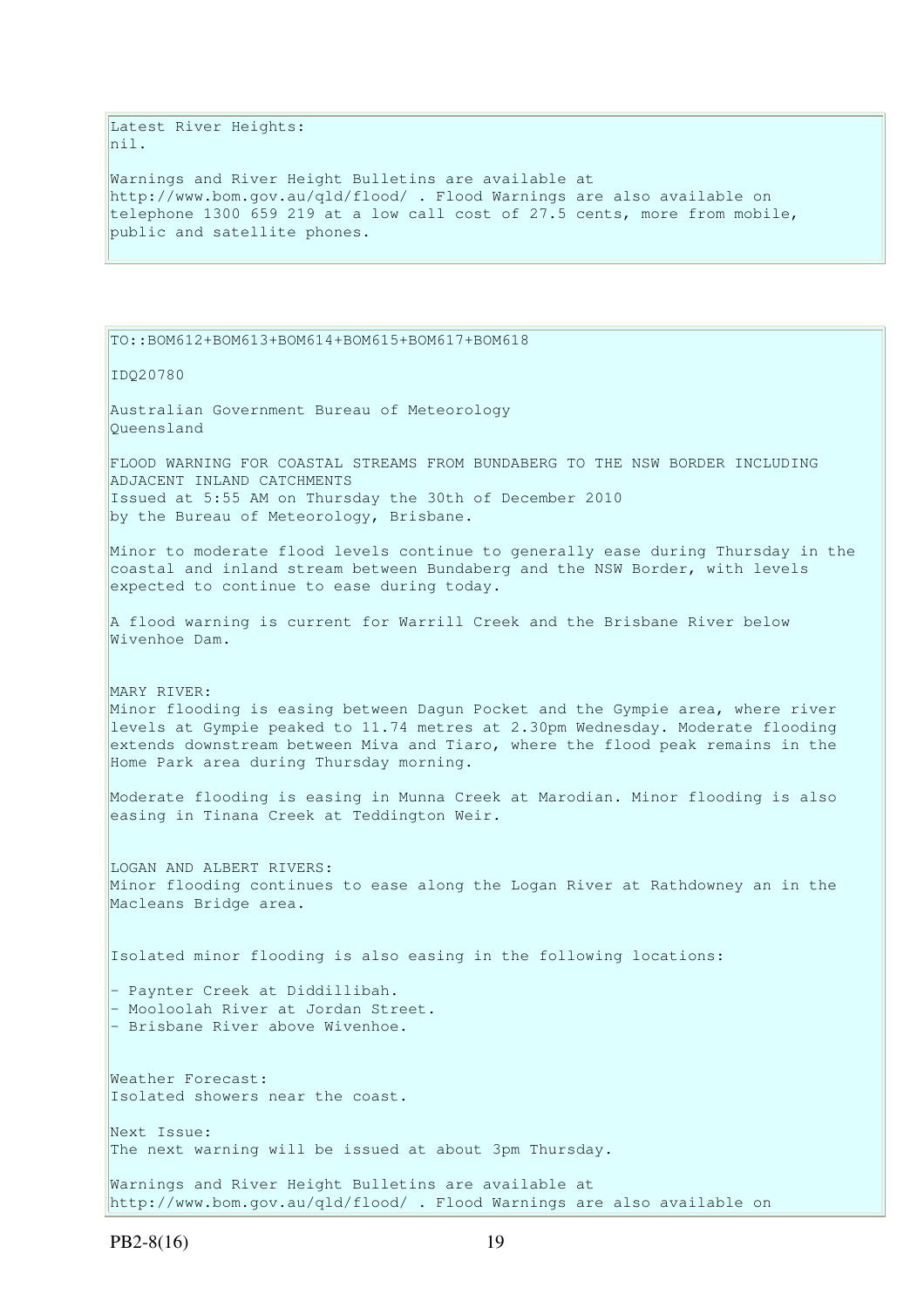Latest River Heights:
nil.

Warnings and River Height Bulletins are available at http://www.bom.gov.au/qld/flood/ . Flood Warnings are also available on telephone 1300 659 219 at a low call cost of 27.5 cents, more from mobile, public and satellite phones.

---

TO::BOM612+BOM613+BOM614+BOM615+BOM617+BOM618

IDQ20780

Australian Government Bureau of Meteorology
Queensland

FLOOD WARNING FOR COASTAL STREAMS FROM BUNDABERG TO THE NSW BORDER INCLUDING ADJACENT INLAND CATCHMENTS
Issued at 5:55 AM on Thursday the 30th of December 2010
by the Bureau of Meteorology, Brisbane.

Minor to moderate flood levels continue to generally ease during Thursday in the coastal and inland stream between Bundaberg and the NSW Border, with levels expected to continue to ease during today.

A flood warning is current for Warrill Creek and the Brisbane River below Wivenhoe Dam.

MARY RIVER:
Minor flooding is easing between Dagun Pocket and the Gympie area, where river levels at Gympie peaked to 11.74 metres at 2.30pm Wednesday. Moderate flooding extends downstream between Miva and Tiaro, where the flood peak remains in the Home Park area during Thursday morning.

Moderate flooding is easing in Munna Creek at Marodian. Minor flooding is also easing in Tinana Creek at Teddington Weir.

LOGAN AND ALBERT RIVERS:
Minor flooding continues to ease along the Logan River at Rathdowney an in the Macleans Bridge area.

Isolated minor flooding is also easing in the following locations:

- Paynter Creek at Diddillibah.
- Mooloolah River at Jordan Street.
- Brisbane River above Wivenhoe.

Weather Forecast:
Isolated showers near the coast.

Next Issue:
The next warning will be issued at about 3pm Thursday.

Warnings and River Height Bulletins are available at http://www.bom.gov.au/qld/flood/ . Flood Warnings are also available on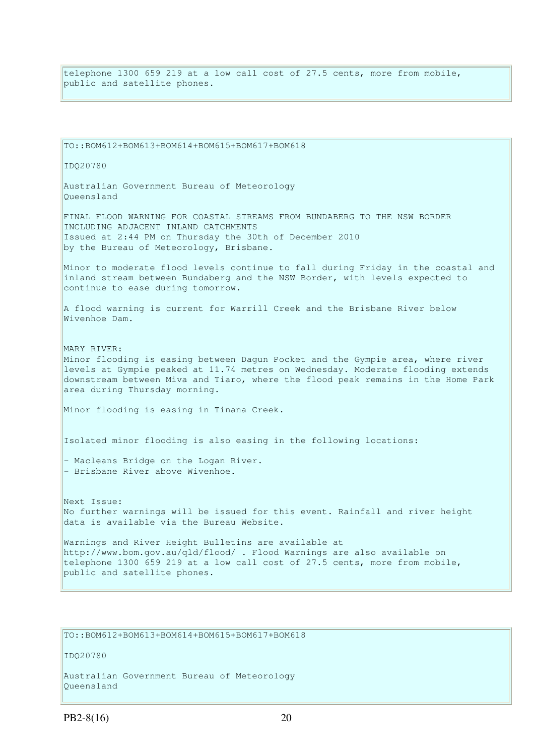telephone 1300 659 219 at a low call cost of 27.5 cents, more from mobile, public and satellite phones.

TO::BOM612+BOM613+BOM614+BOM615+BOM617+BOM618

IDQ20780

Australian Government Bureau of Meteorology
Queensland

FINAL FLOOD WARNING FOR COASTAL STREAMS FROM BUNDABERG TO THE NSW BORDER INCLUDING ADJACENT INLAND CATCHMENTS
Issued at 2:44 PM on Thursday the 30th of December 2010
by the Bureau of Meteorology, Brisbane.

Minor to moderate flood levels continue to fall during Friday in the coastal and inland stream between Bundaberg and the NSW Border, with levels expected to continue to ease during tomorrow.

A flood warning is current for Warrill Creek and the Brisbane River below Wivenhoe Dam.

MARY RIVER:
Minor flooding is easing between Dagun Pocket and the Gympie area, where river levels at Gympie peaked at 11.74 metres on Wednesday. Moderate flooding extends downstream between Miva and Tiaro, where the flood peak remains in the Home Park area during Thursday morning.

Minor flooding is easing in Tinana Creek.

Isolated minor flooding is also easing in the following locations:

- Macleans Bridge on the Logan River.
- Brisbane River above Wivenhoe.

Next Issue:
No further warnings will be issued for this event. Rainfall and river height data is available via the Bureau Website.

Warnings and River Height Bulletins are available at http://www.bom.gov.au/qld/flood/ . Flood Warnings are also available on telephone 1300 659 219 at a low call cost of 27.5 cents, more from mobile, public and satellite phones.

TO::BOM612+BOM613+BOM614+BOM615+BOM617+BOM618

IDQ20780

Australian Government Bureau of Meteorology
Queensland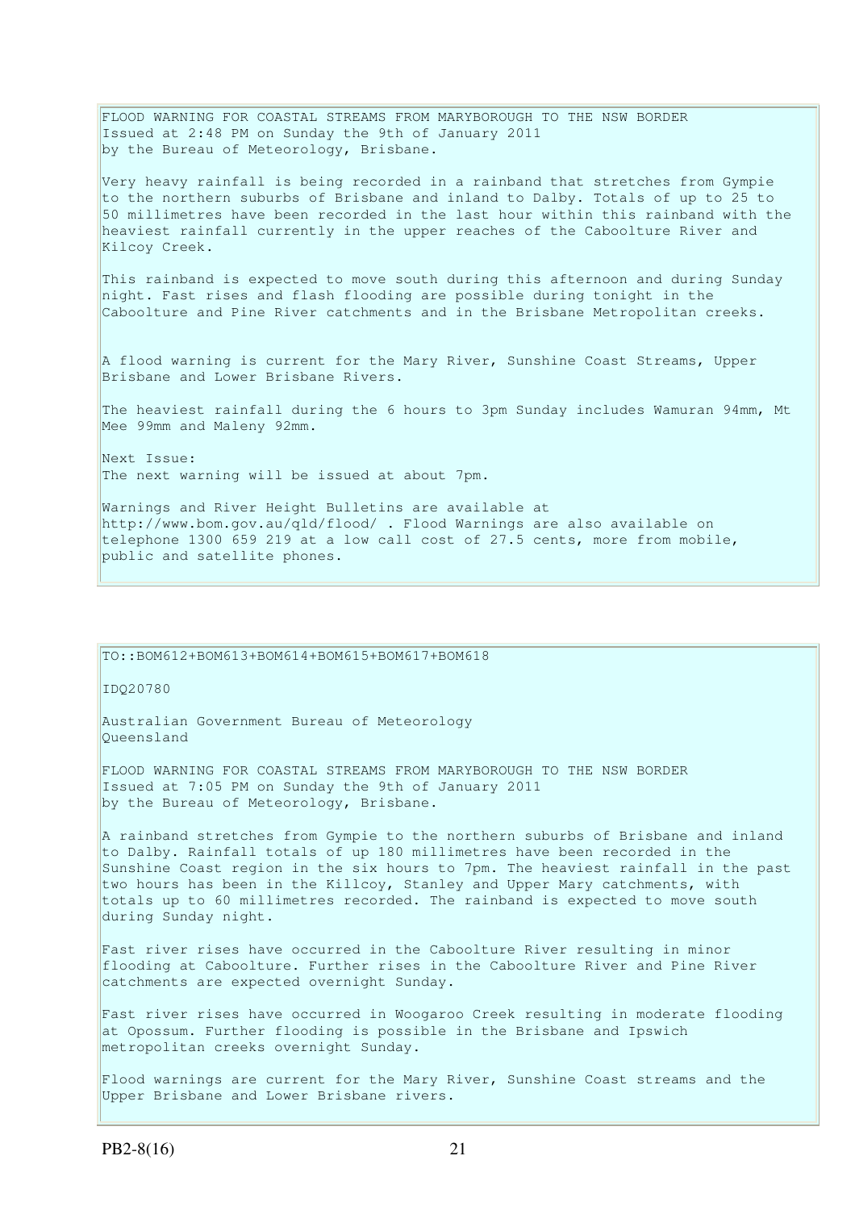FLOOD WARNING FOR COASTAL STREAMS FROM MARYBOROUGH TO THE NSW BORDER
Issued at 2:48 PM on Sunday the 9th of January 2011
by the Bureau of Meteorology, Brisbane.

Very heavy rainfall is being recorded in a rainband that stretches from Gympie to the northern suburbs of Brisbane and inland to Dalby. Totals of up to 25 to 50 millimetres have been recorded in the last hour within this rainband with the heaviest rainfall currently in the upper reaches of the Caboolture River and Kilcoy Creek.

This rainband is expected to move south during this afternoon and during Sunday night. Fast rises and flash flooding are possible during tonight in the Caboolture and Pine River catchments and in the Brisbane Metropolitan creeks.

A flood warning is current for the Mary River, Sunshine Coast Streams, Upper Brisbane and Lower Brisbane Rivers.

The heaviest rainfall during the 6 hours to 3pm Sunday includes Wamuran 94mm, Mt Mee 99mm and Maleny 92mm.

Next Issue:
The next warning will be issued at about 7pm.

Warnings and River Height Bulletins are available at http://www.bom.gov.au/qld/flood/ . Flood Warnings are also available on telephone 1300 659 219 at a low call cost of 27.5 cents, more from mobile, public and satellite phones.

TO::BOM612+BOM613+BOM614+BOM615+BOM617+BOM618

IDQ20780

Australian Government Bureau of Meteorology
Queensland

FLOOD WARNING FOR COASTAL STREAMS FROM MARYBOROUGH TO THE NSW BORDER
Issued at 7:05 PM on Sunday the 9th of January 2011
by the Bureau of Meteorology, Brisbane.

A rainband stretches from Gympie to the northern suburbs of Brisbane and inland to Dalby. Rainfall totals of up 180 millimetres have been recorded in the Sunshine Coast region in the six hours to 7pm. The heaviest rainfall in the past two hours has been in the Killcoy, Stanley and Upper Mary catchments, with totals up to 60 millimetres recorded. The rainband is expected to move south during Sunday night.

Fast river rises have occurred in the Caboolture River resulting in minor flooding at Caboolture. Further rises in the Caboolture River and Pine River catchments are expected overnight Sunday.

Fast river rises have occurred in Woogaroo Creek resulting in moderate flooding at Opossum. Further flooding is possible in the Brisbane and Ipswich metropolitan creeks overnight Sunday.

Flood warnings are current for the Mary River, Sunshine Coast streams and the Upper Brisbane and Lower Brisbane rivers.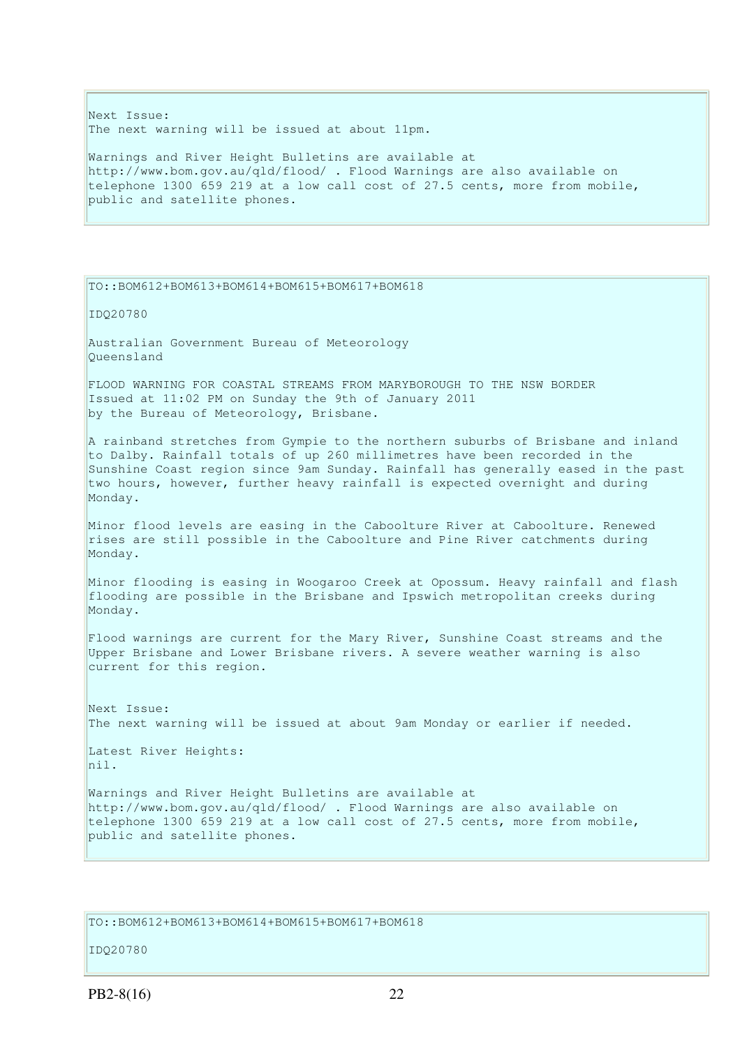Next Issue:
The next warning will be issued at about 11pm.

Warnings and River Height Bulletins are available at http://www.bom.gov.au/qld/flood/ . Flood Warnings are also available on telephone 1300 659 219 at a low call cost of 27.5 cents, more from mobile, public and satellite phones.

TO::BOM612+BOM613+BOM614+BOM615+BOM617+BOM618

IDQ20780

Australian Government Bureau of Meteorology
Queensland

FLOOD WARNING FOR COASTAL STREAMS FROM MARYBOROUGH TO THE NSW BORDER
Issued at 11:02 PM on Sunday the 9th of January 2011
by the Bureau of Meteorology, Brisbane.

A rainband stretches from Gympie to the northern suburbs of Brisbane and inland to Dalby. Rainfall totals of up 260 millimetres have been recorded in the Sunshine Coast region since 9am Sunday. Rainfall has generally eased in the past two hours, however, further heavy rainfall is expected overnight and during Monday.

Minor flood levels are easing in the Caboolture River at Caboolture. Renewed rises are still possible in the Caboolture and Pine River catchments during Monday.

Minor flooding is easing in Woogaroo Creek at Opossum. Heavy rainfall and flash flooding are possible in the Brisbane and Ipswich metropolitan creeks during Monday.

Flood warnings are current for the Mary River, Sunshine Coast streams and the Upper Brisbane and Lower Brisbane rivers. A severe weather warning is also current for this region.

Next Issue:
The next warning will be issued at about 9am Monday or earlier if needed.

Latest River Heights:
nil.

Warnings and River Height Bulletins are available at http://www.bom.gov.au/qld/flood/ . Flood Warnings are also available on telephone 1300 659 219 at a low call cost of 27.5 cents, more from mobile, public and satellite phones.

TO::BOM612+BOM613+BOM614+BOM615+BOM617+BOM618

IDQ20780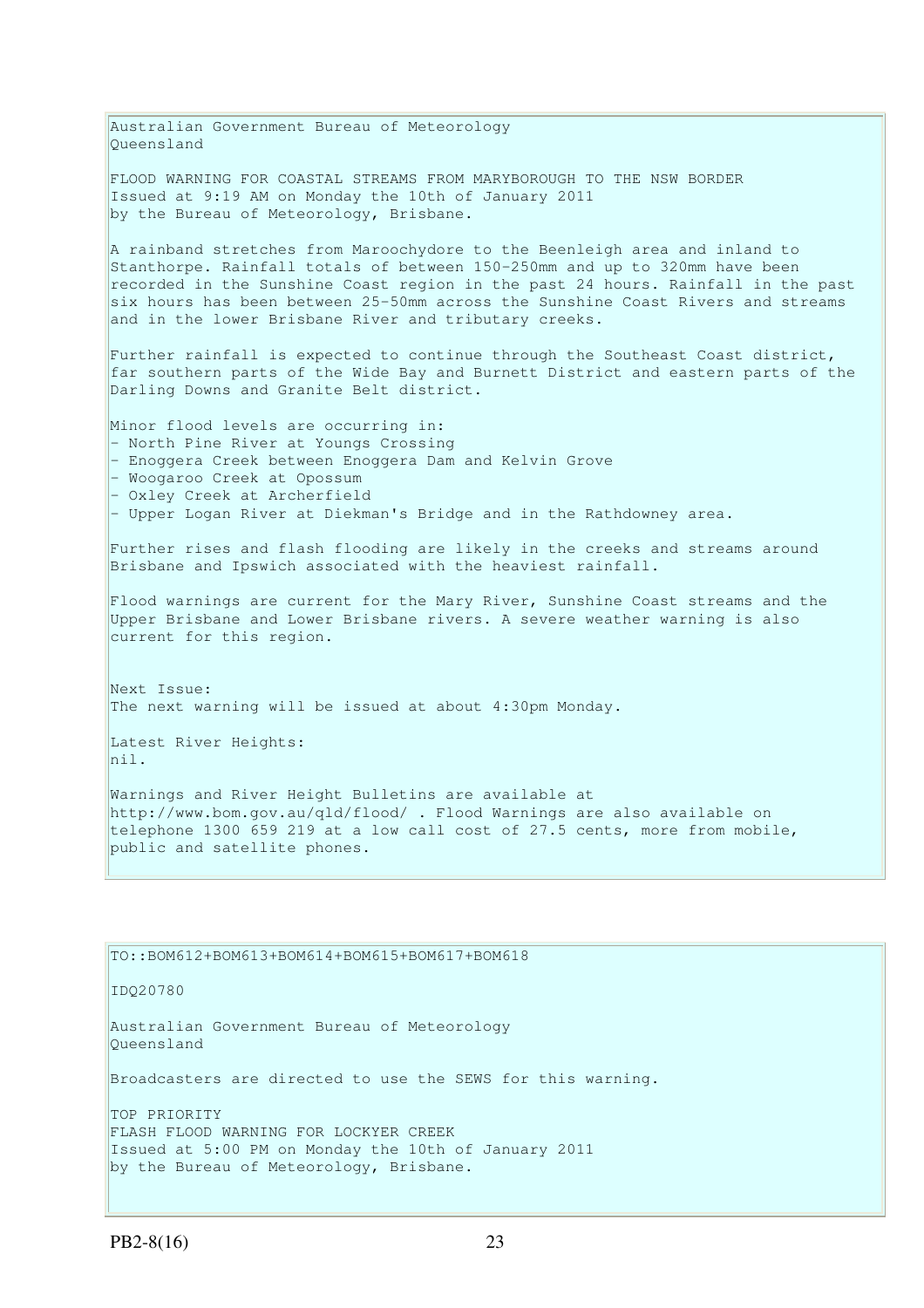Australian Government Bureau of Meteorology
Queensland

FLOOD WARNING FOR COASTAL STREAMS FROM MARYBOROUGH TO THE NSW BORDER
Issued at 9:19 AM on Monday the 10th of January 2011
by the Bureau of Meteorology, Brisbane.

A rainband stretches from Maroochydore to the Beenleigh area and inland to Stanthorpe. Rainfall totals of between 150-250mm and up to 320mm have been recorded in the Sunshine Coast region in the past 24 hours. Rainfall in the past six hours has been between 25-50mm across the Sunshine Coast Rivers and streams and in the lower Brisbane River and tributary creeks.

Further rainfall is expected to continue through the Southeast Coast district, far southern parts of the Wide Bay and Burnett District and eastern parts of the Darling Downs and Granite Belt district.

Minor flood levels are occurring in:
- North Pine River at Youngs Crossing
- Enoggera Creek between Enoggera Dam and Kelvin Grove
- Woogaroo Creek at Opossum
- Oxley Creek at Archerfield
- Upper Logan River at Diekman's Bridge and in the Rathdowney area.

Further rises and flash flooding are likely in the creeks and streams around Brisbane and Ipswich associated with the heaviest rainfall.

Flood warnings are current for the Mary River, Sunshine Coast streams and the Upper Brisbane and Lower Brisbane rivers. A severe weather warning is also current for this region.

Next Issue:
The next warning will be issued at about 4:30pm Monday.

Latest River Heights:
nil.

Warnings and River Height Bulletins are available at http://www.bom.gov.au/qld/flood/ . Flood Warnings are also available on telephone 1300 659 219 at a low call cost of 27.5 cents, more from mobile, public and satellite phones.

TO::BOM612+BOM613+BOM614+BOM615+BOM617+BOM618

IDQ20780

Australian Government Bureau of Meteorology
Queensland

Broadcasters are directed to use the SEWS for this warning.

TOP PRIORITY
FLASH FLOOD WARNING FOR LOCKYER CREEK
Issued at 5:00 PM on Monday the 10th of January 2011
by the Bureau of Meteorology, Brisbane.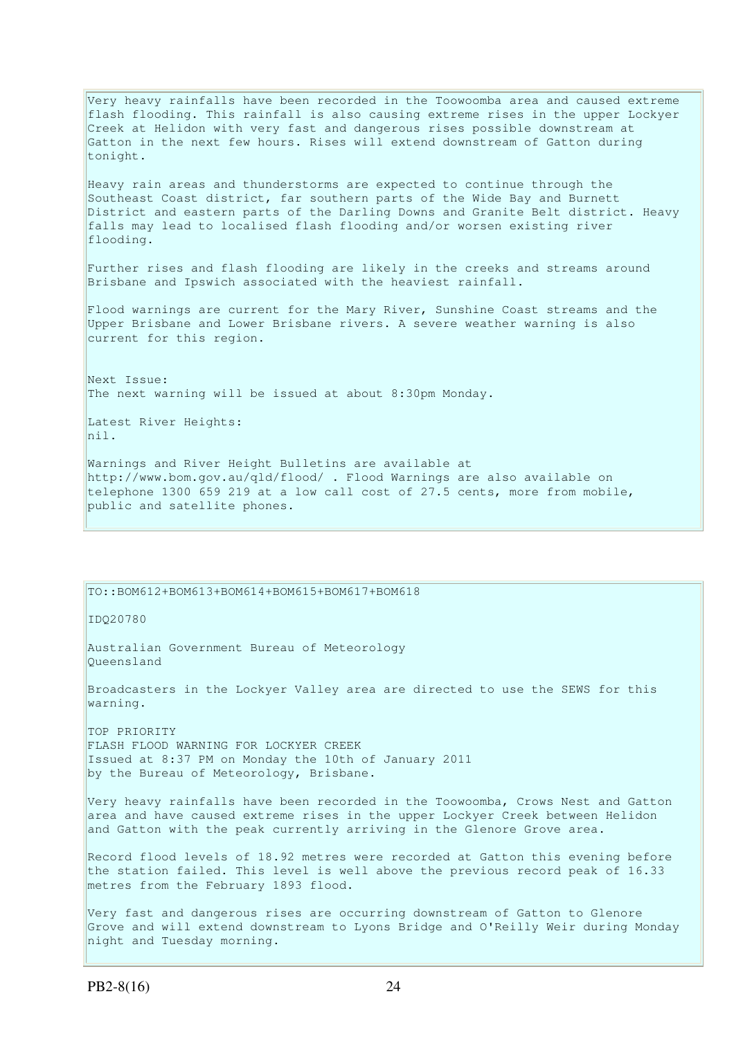Very heavy rainfalls have been recorded in the Toowoomba area and caused extreme flash flooding. This rainfall is also causing extreme rises in the upper Lockyer Creek at Helidon with very fast and dangerous rises possible downstream at Gatton in the next few hours. Rises will extend downstream of Gatton during tonight.

Heavy rain areas and thunderstorms are expected to continue through the Southeast Coast district, far southern parts of the Wide Bay and Burnett District and eastern parts of the Darling Downs and Granite Belt district. Heavy falls may lead to localised flash flooding and/or worsen existing river flooding.

Further rises and flash flooding are likely in the creeks and streams around Brisbane and Ipswich associated with the heaviest rainfall.

Flood warnings are current for the Mary River, Sunshine Coast streams and the Upper Brisbane and Lower Brisbane rivers. A severe weather warning is also current for this region.

Next Issue:
The next warning will be issued at about 8:30pm Monday.

Latest River Heights:
nil.

Warnings and River Height Bulletins are available at http://www.bom.gov.au/qld/flood/ . Flood Warnings are also available on telephone 1300 659 219 at a low call cost of 27.5 cents, more from mobile, public and satellite phones.

---

TO::BOM612+BOM613+BOM614+BOM615+BOM617+BOM618

IDQ20780

Australian Government Bureau of Meteorology
Queensland

Broadcasters in the Lockyer Valley area are directed to use the SEWS for this warning.

TOP PRIORITY
FLASH FLOOD WARNING FOR LOCKYER CREEK
Issued at 8:37 PM on Monday the 10th of January 2011
by the Bureau of Meteorology, Brisbane.

Very heavy rainfalls have been recorded in the Toowoomba, Crows Nest and Gatton area and have caused extreme rises in the upper Lockyer Creek between Helidon and Gatton with the peak currently arriving in the Glenore Grove area.

Record flood levels of 18.92 metres were recorded at Gatton this evening before the station failed. This level is well above the previous record peak of 16.33 metres from the February 1893 flood.

Very fast and dangerous rises are occurring downstream of Gatton to Glenore Grove and will extend downstream to Lyons Bridge and O'Reilly Weir during Monday night and Tuesday morning.

PB2-8(16)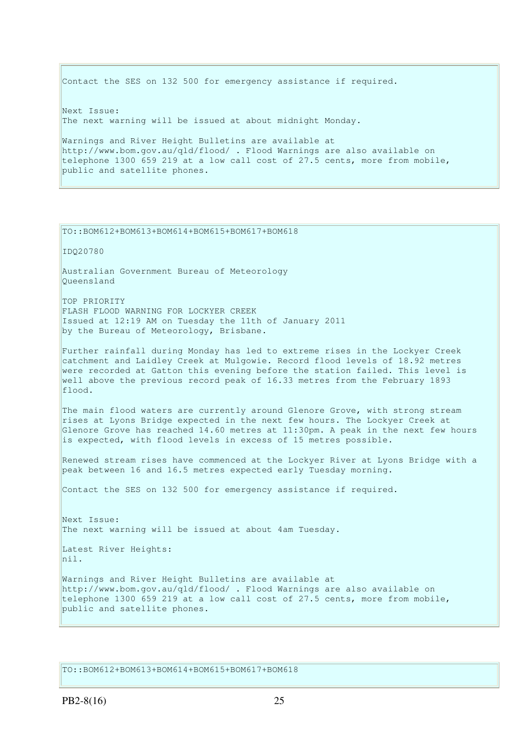Contact the SES on 132 500 for emergency assistance if required.

Next Issue:
The next warning will be issued at about midnight Monday.

Warnings and River Height Bulletins are available at http://www.bom.gov.au/qld/flood/ . Flood Warnings are also available on telephone 1300 659 219 at a low call cost of 27.5 cents, more from mobile, public and satellite phones.

---

TO::BOM612+BOM613+BOM614+BOM615+BOM617+BOM618

IDQ20780

Australian Government Bureau of Meteorology
Queensland

TOP PRIORITY
FLASH FLOOD WARNING FOR LOCKYER CREEK
Issued at 12:19 AM on Tuesday the 11th of January 2011
by the Bureau of Meteorology, Brisbane.

Further rainfall during Monday has led to extreme rises in the Lockyer Creek catchment and Laidley Creek at Mulgowie. Record flood levels of 18.92 metres were recorded at Gatton this evening before the station failed. This level is well above the previous record peak of 16.33 metres from the February 1893 flood.

The main flood waters are currently around Glenore Grove, with strong stream rises at Lyons Bridge expected in the next few hours. The Lockyer Creek at Glenore Grove has reached 14.60 metres at 11:30pm. A peak in the next few hours is expected, with flood levels in excess of 15 metres possible.

Renewed stream rises have commenced at the Lockyer River at Lyons Bridge with a peak between 16 and 16.5 metres expected early Tuesday morning.

Contact the SES on 132 500 for emergency assistance if required.

Next Issue:
The next warning will be issued at about 4am Tuesday.

Latest River Heights:
nil.

Warnings and River Height Bulletins are available at http://www.bom.gov.au/qld/flood/ . Flood Warnings are also available on telephone 1300 659 219 at a low call cost of 27.5 cents, more from mobile, public and satellite phones.

---

TO::BOM612+BOM613+BOM614+BOM615+BOM617+BOM618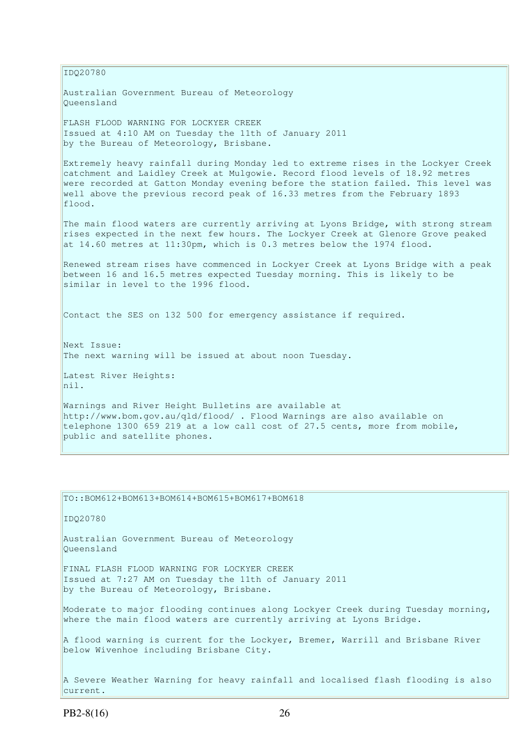IDQ20780

Australian Government Bureau of Meteorology
Queensland

FLASH FLOOD WARNING FOR LOCKYER CREEK
Issued at 4:10 AM on Tuesday the 11th of January 2011
by the Bureau of Meteorology, Brisbane.

Extremely heavy rainfall during Monday led to extreme rises in the Lockyer Creek catchment and Laidley Creek at Mulgowie. Record flood levels of 18.92 metres were recorded at Gatton Monday evening before the station failed. This level was well above the previous record peak of 16.33 metres from the February 1893 flood.

The main flood waters are currently arriving at Lyons Bridge, with strong stream rises expected in the next few hours. The Lockyer Creek at Glenore Grove peaked at 14.60 metres at 11:30pm, which is 0.3 metres below the 1974 flood.

Renewed stream rises have commenced in Lockyer Creek at Lyons Bridge with a peak between 16 and 16.5 metres expected Tuesday morning. This is likely to be similar in level to the 1996 flood.

Contact the SES on 132 500 for emergency assistance if required.

Next Issue:
The next warning will be issued at about noon Tuesday.

Latest River Heights:
nil.

Warnings and River Height Bulletins are available at http://www.bom.gov.au/qld/flood/ . Flood Warnings are also available on telephone 1300 659 219 at a low call cost of 27.5 cents, more from mobile, public and satellite phones.

---

TO::BOM612+BOM613+BOM614+BOM615+BOM617+BOM618

IDQ20780

Australian Government Bureau of Meteorology
Queensland

FINAL FLASH FLOOD WARNING FOR LOCKYER CREEK
Issued at 7:27 AM on Tuesday the 11th of January 2011
by the Bureau of Meteorology, Brisbane.

Moderate to major flooding continues along Lockyer Creek during Tuesday morning, where the main flood waters are currently arriving at Lyons Bridge.

A flood warning is current for the Lockyer, Bremer, Warrill and Brisbane River below Wivenhoe including Brisbane City.

A Severe Weather Warning for heavy rainfall and localised flash flooding is also current.

PB2-8(16)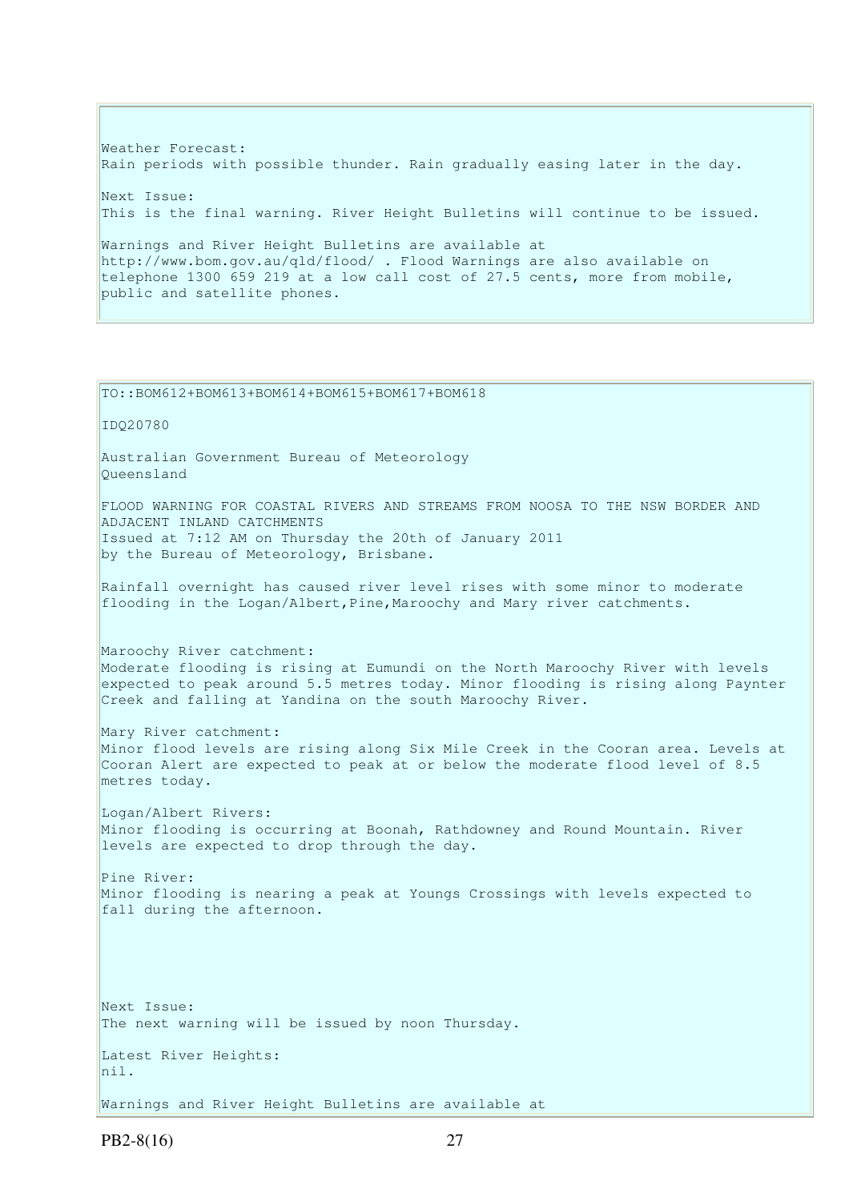Weather Forecast:
Rain periods with possible thunder. Rain gradually easing later in the day.

Next Issue:
This is the final warning. River Height Bulletins will continue to be issued.

Warnings and River Height Bulletins are available at http://www.bom.gov.au/qld/flood/ . Flood Warnings are also available on telephone 1300 659 219 at a low call cost of 27.5 cents, more from mobile, public and satellite phones.

---

TO::BOM612+BOM613+BOM614+BOM615+BOM617+BOM618

IDQ20780

Australian Government Bureau of Meteorology
Queensland

FLOOD WARNING FOR COASTAL RIVERS AND STREAMS FROM NOOSA TO THE NSW BORDER AND ADJACENT INLAND CATCHMENTS
Issued at 7:12 AM on Thursday the 20th of January 2011
by the Bureau of Meteorology, Brisbane.

Rainfall overnight has caused river level rises with some minor to moderate flooding in the Logan/Albert,Pine,Maroochy and Mary river catchments.

Maroochy River catchment:
Moderate flooding is rising at Eumundi on the North Maroochy River with levels expected to peak around 5.5 metres today. Minor flooding is rising along Paynter Creek and falling at Yandina on the south Maroochy River.

Mary River catchment:
Minor flood levels are rising along Six Mile Creek in the Cooran area. Levels at Cooran Alert are expected to peak at or below the moderate flood level of 8.5 metres today.

Logan/Albert Rivers:
Minor flooding is occurring at Boonah, Rathdowney and Round Mountain. River levels are expected to drop through the day.

Pine River:
Minor flooding is nearing a peak at Youngs Crossings with levels expected to fall during the afternoon.

Next Issue:
The next warning will be issued by noon Thursday.

Latest River Heights:
nil.

Warnings and River Height Bulletins are available at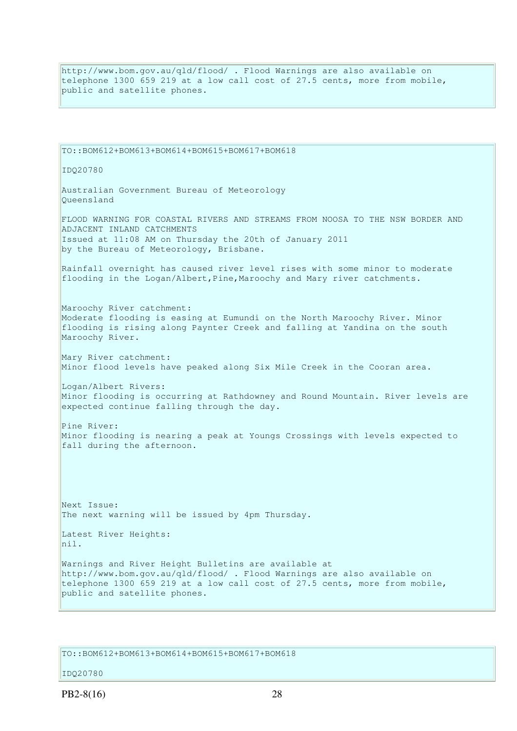http://www.bom.gov.au/qld/flood/ . Flood Warnings are also available on telephone 1300 659 219 at a low call cost of 27.5 cents, more from mobile, public and satellite phones.

TO::BOM612+BOM613+BOM614+BOM615+BOM617+BOM618

IDQ20780

Australian Government Bureau of Meteorology
Queensland

FLOOD WARNING FOR COASTAL RIVERS AND STREAMS FROM NOOSA TO THE NSW BORDER AND ADJACENT INLAND CATCHMENTS
Issued at 11:08 AM on Thursday the 20th of January 2011
by the Bureau of Meteorology, Brisbane.

Rainfall overnight has caused river level rises with some minor to moderate flooding in the Logan/Albert,Pine,Maroochy and Mary river catchments.

Maroochy River catchment:
Moderate flooding is easing at Eumundi on the North Maroochy River. Minor flooding is rising along Paynter Creek and falling at Yandina on the south Maroochy River.

Mary River catchment:
Minor flood levels have peaked along Six Mile Creek in the Cooran area.

Logan/Albert Rivers:
Minor flooding is occurring at Rathdowney and Round Mountain. River levels are expected continue falling through the day.

Pine River:
Minor flooding is nearing a peak at Youngs Crossings with levels expected to fall during the afternoon.

Next Issue:
The next warning will be issued by 4pm Thursday.

Latest River Heights:
nil.

Warnings and River Height Bulletins are available at http://www.bom.gov.au/qld/flood/ . Flood Warnings are also available on telephone 1300 659 219 at a low call cost of 27.5 cents, more from mobile, public and satellite phones.

TO::BOM612+BOM613+BOM614+BOM615+BOM617+BOM618

IDQ20780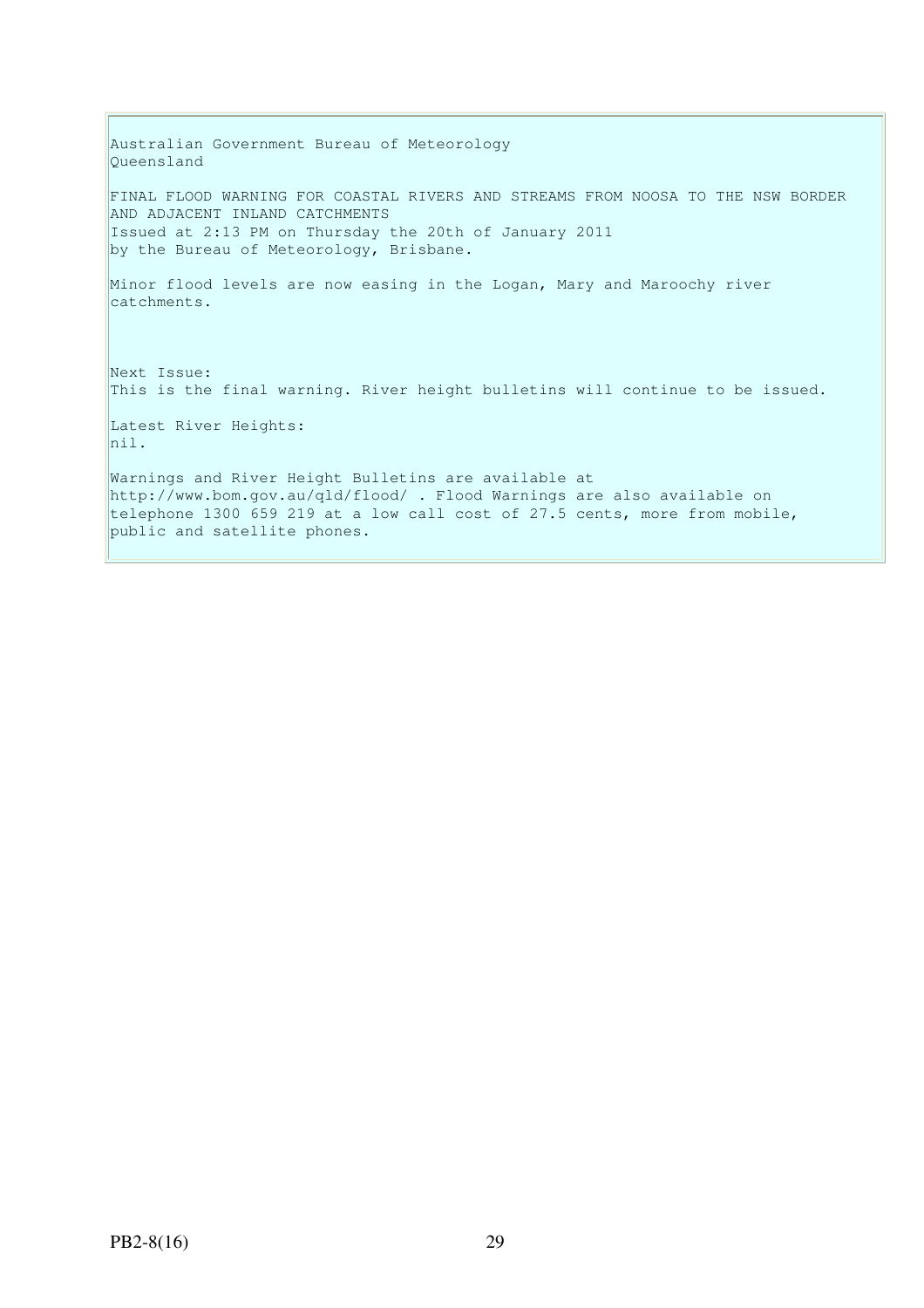Australian Government Bureau of Meteorology
Queensland

FINAL FLOOD WARNING FOR COASTAL RIVERS AND STREAMS FROM NOOSA TO THE NSW BORDER AND ADJACENT INLAND CATCHMENTS
Issued at 2:13 PM on Thursday the 20th of January 2011
by the Bureau of Meteorology, Brisbane.

Minor flood levels are now easing in the Logan, Mary and Maroochy river catchments.

Next Issue:
This is the final warning. River height bulletins will continue to be issued.

Latest River Heights:
nil.

Warnings and River Height Bulletins are available at http://www.bom.gov.au/qld/flood/ . Flood Warnings are also available on telephone 1300 659 219 at a low call cost of 27.5 cents, more from mobile, public and satellite phones.

PB2-8(16)